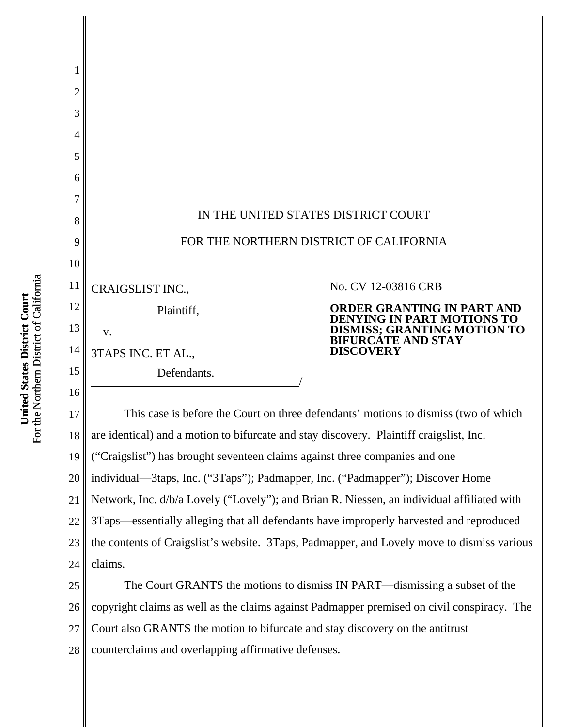IN THE UNITED STATES DISTRICT COURT

FOR THE NORTHERN DISTRICT OF CALIFORNIA

CRAIGSLIST INC.,

Plaintiff,

v.

3TAPS INC. ET AL.,

Defendants.
_____________________________________/

No. CV 12-03816 CRB

**ORDER GRANTING IN PART AND DENYING IN PART MOTIONS TO DISMISS; GRANTING MOTION TO BIFURCATE AND STAY DISCOVERY**

This case is before the Court on three defendants' motions to dismiss (two of which are identical) and a motion to bifurcate and stay discovery. Plaintiff craigslist, Inc. ("Craigslist") has brought seventeen claims against three companies and one individual—3taps, Inc. ("3Taps"); Padmapper, Inc. ("Padmapper"); Discover Home Network, Inc. d/b/a Lovely ("Lovely"); and Brian R. Niessen, an individual affiliated with 3Taps—essentially alleging that all defendants have improperly harvested and reproduced the contents of Craigslist's website. 3Taps, Padmapper, and Lovely move to dismiss various claims.

The Court GRANTS the motions to dismiss IN PART—dismissing a subset of the copyright claims as well as the claims against Padmapper premised on civil conspiracy. The Court also GRANTS the motion to bifurcate and stay discovery on the antitrust counterclaims and overlapping affirmative defenses.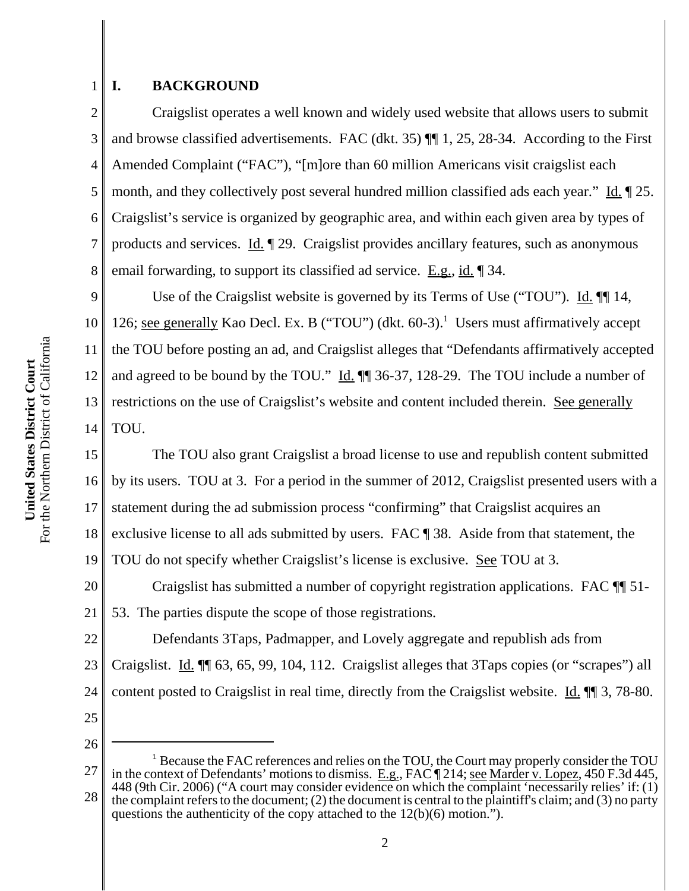# I. BACKGROUND

Craigslist operates a well known and widely used website that allows users to submit and browse classified advertisements. FAC (dkt. 35) ¶¶ 1, 25, 28-34. According to the First Amended Complaint ("FAC"), "[m]ore than 60 million Americans visit craigslist each month, and they collectively post several hundred million classified ads each year." Id. ¶ 25. Craigslist's service is organized by geographic area, and within each given area by types of products and services. Id. ¶ 29. Craigslist provides ancillary features, such as anonymous email forwarding, to support its classified ad service. E.g., id. ¶ 34.

Use of the Craigslist website is governed by its Terms of Use ("TOU"). Id. ¶¶ 14, 126; see generally Kao Decl. Ex. B ("TOU") (dkt. 60-3).[1] Users must affirmatively accept the TOU before posting an ad, and Craigslist alleges that "Defendants affirmatively accepted and agreed to be bound by the TOU." Id. ¶¶ 36-37, 128-29. The TOU include a number of restrictions on the use of Craigslist's website and content included therein. See generally TOU.

The TOU also grant Craigslist a broad license to use and republish content submitted by its users. TOU at 3. For a period in the summer of 2012, Craigslist presented users with a statement during the ad submission process "confirming" that Craigslist acquires an exclusive license to all ads submitted by users. FAC ¶ 38. Aside from that statement, the TOU do not specify whether Craigslist's license is exclusive. See TOU at 3.

Craigslist has submitted a number of copyright registration applications. FAC ¶¶ 51-53. The parties dispute the scope of those registrations.

Defendants 3Taps, Padmapper, and Lovely aggregate and republish ads from Craigslist. Id. ¶¶ 63, 65, 99, 104, 112. Craigslist alleges that 3Taps copies (or "scrapes") all content posted to Craigslist in real time, directly from the Craigslist website. Id. ¶¶ 3, 78-80.

---

[1] Because the FAC references and relies on the TOU, the Court may properly consider the TOU in the context of Defendants' motions to dismiss. E.g., FAC ¶ 214; see Marder v. Lopez, 450 F.3d 445, 448 (9th Cir. 2006) ("A court may consider evidence on which the complaint 'necessarily relies' if: (1) the complaint refers to the document; (2) the document is central to the plaintiff's claim; and (3) no party questions the authenticity of the copy attached to the 12(b)(6) motion.").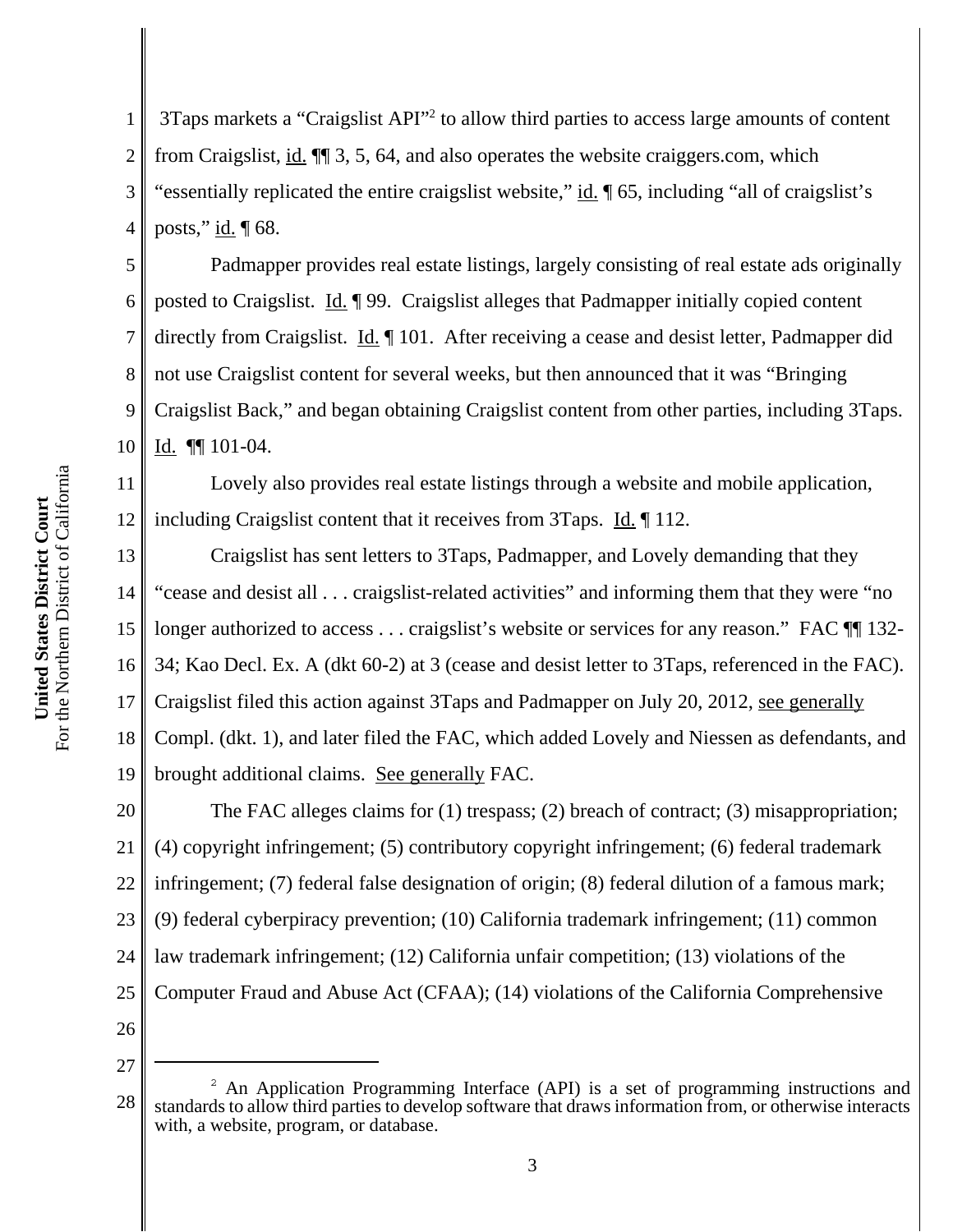3Taps markets a "Craigslist API"[2] to allow third parties to access large amounts of content from Craigslist, id. ¶¶ 3, 5, 64, and also operates the website craiggers.com, which "essentially replicated the entire craigslist website," id. ¶ 65, including "all of craigslist's posts," id. ¶ 68.

Padmapper provides real estate listings, largely consisting of real estate ads originally posted to Craigslist. Id. ¶ 99. Craigslist alleges that Padmapper initially copied content directly from Craigslist. Id. ¶ 101. After receiving a cease and desist letter, Padmapper did not use Craigslist content for several weeks, but then announced that it was "Bringing Craigslist Back," and began obtaining Craigslist content from other parties, including 3Taps. Id. ¶¶ 101-04.

Lovely also provides real estate listings through a website and mobile application, including Craigslist content that it receives from 3Taps. Id. ¶ 112.

Craigslist has sent letters to 3Taps, Padmapper, and Lovely demanding that they "cease and desist all . . . craigslist-related activities" and informing them that they were "no longer authorized to access . . . craigslist's website or services for any reason." FAC ¶¶ 132-34; Kao Decl. Ex. A (dkt 60-2) at 3 (cease and desist letter to 3Taps, referenced in the FAC). Craigslist filed this action against 3Taps and Padmapper on July 20, 2012, see generally Compl. (dkt. 1), and later filed the FAC, which added Lovely and Niessen as defendants, and brought additional claims. See generally FAC.

The FAC alleges claims for (1) trespass; (2) breach of contract; (3) misappropriation; (4) copyright infringement; (5) contributory copyright infringement; (6) federal trademark infringement; (7) federal false designation of origin; (8) federal dilution of a famous mark; (9) federal cyberpiracy prevention; (10) California trademark infringement; (11) common law trademark infringement; (12) California unfair competition; (13) violations of the Computer Fraud and Abuse Act (CFAA); (14) violations of the California Comprehensive

---

[2] An Application Programming Interface (API) is a set of programming instructions and standards to allow third parties to develop software that draws information from, or otherwise interacts with, a website, program, or database.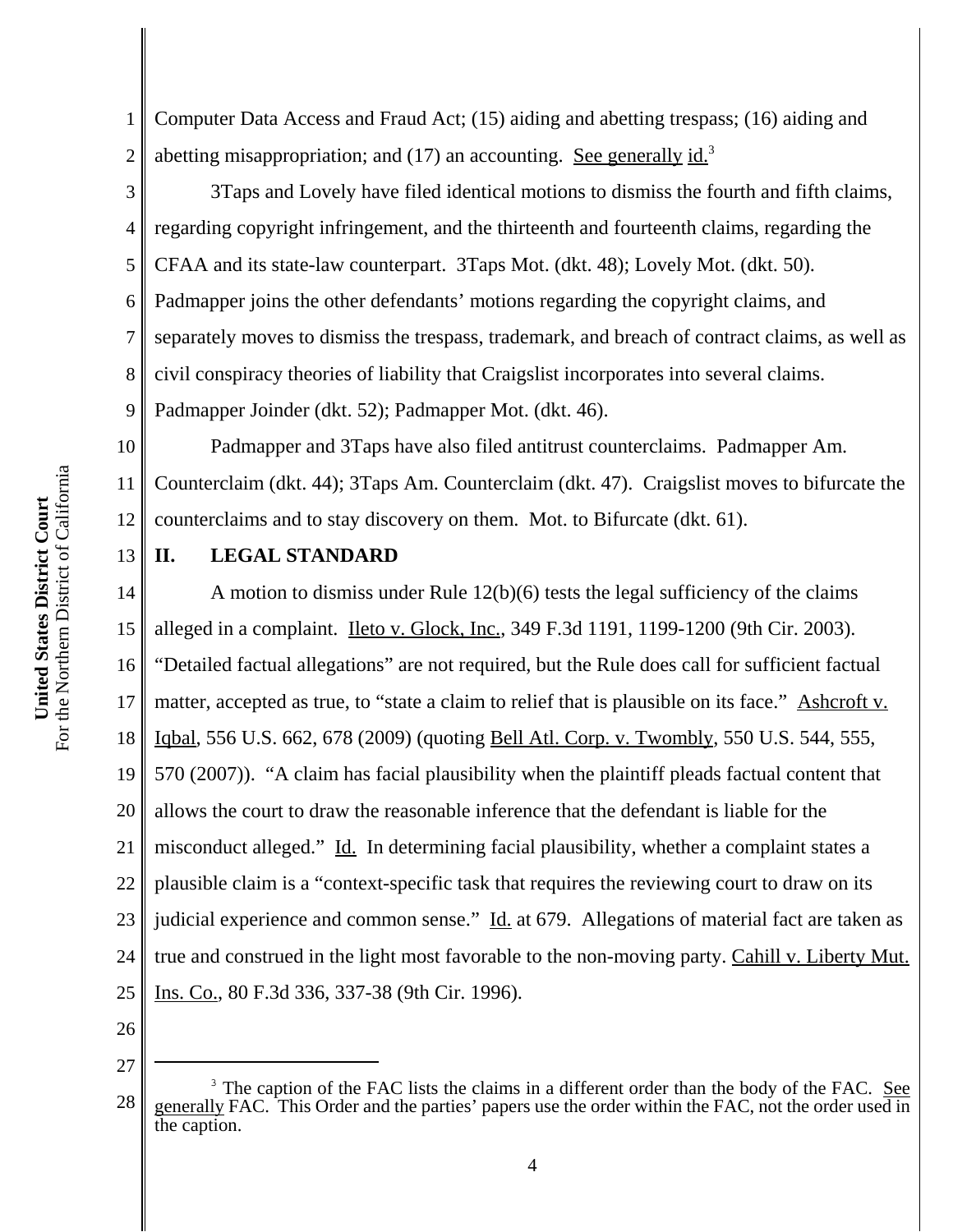Computer Data Access and Fraud Act; (15) aiding and abetting trespass; (16) aiding and abetting misappropriation; and (17) an accounting. See generally id.[3]

3Taps and Lovely have filed identical motions to dismiss the fourth and fifth claims, regarding copyright infringement, and the thirteenth and fourteenth claims, regarding the CFAA and its state-law counterpart. 3Taps Mot. (dkt. 48); Lovely Mot. (dkt. 50). Padmapper joins the other defendants' motions regarding the copyright claims, and separately moves to dismiss the trespass, trademark, and breach of contract claims, as well as civil conspiracy theories of liability that Craigslist incorporates into several claims. Padmapper Joinder (dkt. 52); Padmapper Mot. (dkt. 46).

Padmapper and 3Taps have also filed antitrust counterclaims. Padmapper Am. Counterclaim (dkt. 44); 3Taps Am. Counterclaim (dkt. 47). Craigslist moves to bifurcate the counterclaims and to stay discovery on them. Mot. to Bifurcate (dkt. 61).

## II. LEGAL STANDARD

A motion to dismiss under Rule 12(b)(6) tests the legal sufficiency of the claims alleged in a complaint. Ileto v. Glock, Inc., 349 F.3d 1191, 1199-1200 (9th Cir. 2003). "Detailed factual allegations" are not required, but the Rule does call for sufficient factual matter, accepted as true, to "state a claim to relief that is plausible on its face." Ashcroft v. Iqbal, 556 U.S. 662, 678 (2009) (quoting Bell Atl. Corp. v. Twombly, 550 U.S. 544, 555, 570 (2007)). "A claim has facial plausibility when the plaintiff pleads factual content that allows the court to draw the reasonable inference that the defendant is liable for the misconduct alleged." Id. In determining facial plausibility, whether a complaint states a plausible claim is a "context-specific task that requires the reviewing court to draw on its judicial experience and common sense." Id. at 679. Allegations of material fact are taken as true and construed in the light most favorable to the non-moving party. Cahill v. Liberty Mut. Ins. Co., 80 F.3d 336, 337-38 (9th Cir. 1996).

---

[3] The caption of the FAC lists the claims in a different order than the body of the FAC. See generally FAC. This Order and the parties' papers use the order within the FAC, not the order used in the caption.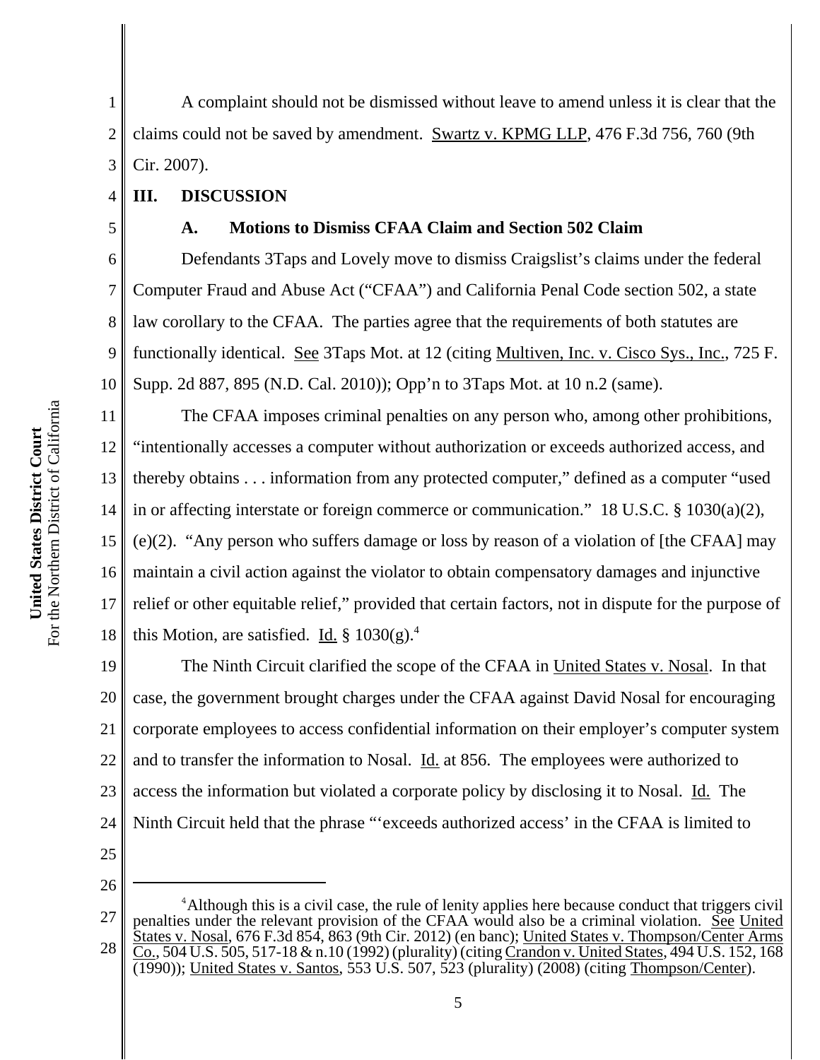A complaint should not be dismissed without leave to amend unless it is clear that the claims could not be saved by amendment. Swartz v. KPMG LLP, 476 F.3d 756, 760 (9th Cir. 2007).

## III. DISCUSSION

### A. Motions to Dismiss CFAA Claim and Section 502 Claim

Defendants 3Taps and Lovely move to dismiss Craigslist's claims under the federal Computer Fraud and Abuse Act ("CFAA") and California Penal Code section 502, a state law corollary to the CFAA. The parties agree that the requirements of both statutes are functionally identical. See 3Taps Mot. at 12 (citing Multiven, Inc. v. Cisco Sys., Inc., 725 F. Supp. 2d 887, 895 (N.D. Cal. 2010)); Opp'n to 3Taps Mot. at 10 n.2 (same).

The CFAA imposes criminal penalties on any person who, among other prohibitions, "intentionally accesses a computer without authorization or exceeds authorized access, and thereby obtains . . . information from any protected computer," defined as a computer "used in or affecting interstate or foreign commerce or communication." 18 U.S.C. § 1030(a)(2), (e)(2). "Any person who suffers damage or loss by reason of a violation of [the CFAA] may maintain a civil action against the violator to obtain compensatory damages and injunctive relief or other equitable relief," provided that certain factors, not in dispute for the purpose of this Motion, are satisfied. Id. § 1030(g).[4]

The Ninth Circuit clarified the scope of the CFAA in United States v. Nosal. In that case, the government brought charges under the CFAA against David Nosal for encouraging corporate employees to access confidential information on their employer's computer system and to transfer the information to Nosal. Id. at 856. The employees were authorized to access the information but violated a corporate policy by disclosing it to Nosal. Id. The Ninth Circuit held that the phrase "'exceeds authorized access' in the CFAA is limited to

---

[4] Although this is a civil case, the rule of lenity applies here because conduct that triggers civil penalties under the relevant provision of the CFAA would also be a criminal violation. See United States v. Nosal, 676 F.3d 854, 863 (9th Cir. 2012) (en banc); United States v. Thompson/Center Arms Co., 504 U.S. 505, 517-18 & n.10 (1992) (plurality) (citing Crandon v. United States, 494 U.S. 152, 168 (1990)); United States v. Santos, 553 U.S. 507, 523 (plurality) (2008) (citing Thompson/Center).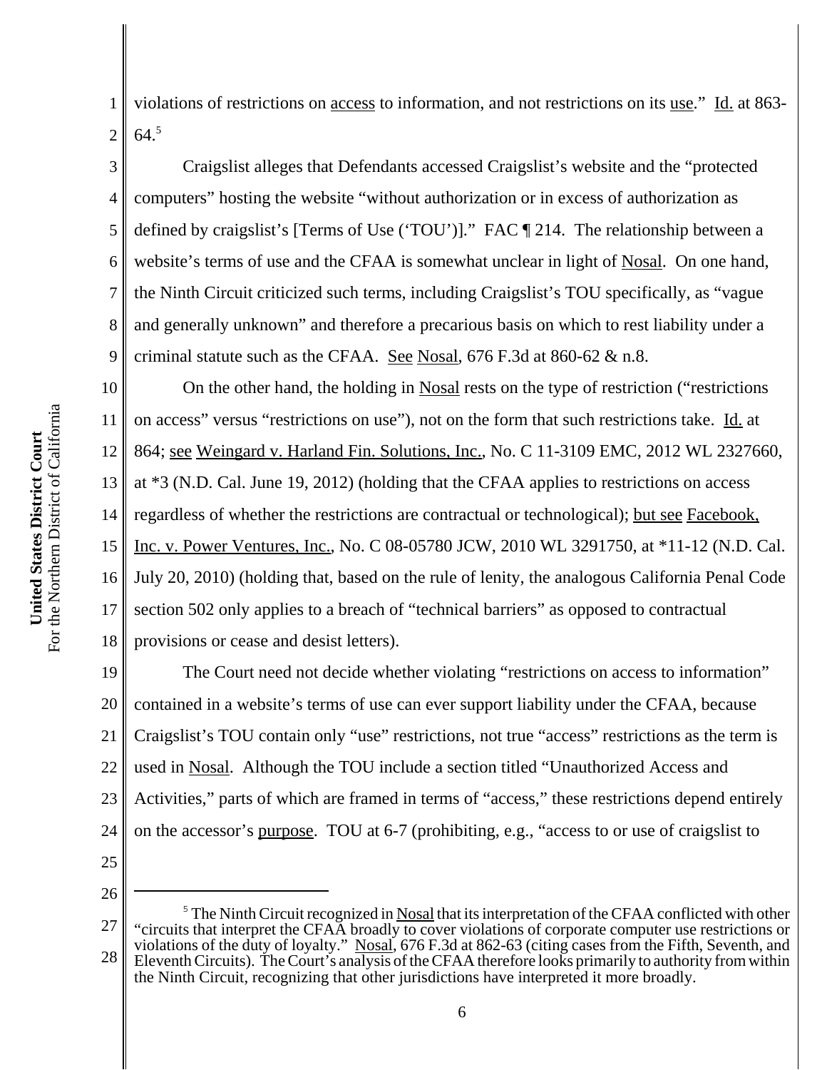violations of restrictions on access to information, and not restrictions on its use." Id. at 863-64.[5]

Craigslist alleges that Defendants accessed Craigslist's website and the "protected computers" hosting the website "without authorization or in excess of authorization as defined by craigslist's [Terms of Use ('TOU')]." FAC ¶ 214. The relationship between a website's terms of use and the CFAA is somewhat unclear in light of Nosal. On one hand, the Ninth Circuit criticized such terms, including Craigslist's TOU specifically, as "vague and generally unknown" and therefore a precarious basis on which to rest liability under a criminal statute such as the CFAA. See Nosal, 676 F.3d at 860-62 & n.8.

On the other hand, the holding in Nosal rests on the type of restriction ("restrictions on access" versus "restrictions on use"), not on the form that such restrictions take. Id. at 864; see Weingard v. Harland Fin. Solutions, Inc., No. C 11-3109 EMC, 2012 WL 2327660, at *3 (N.D. Cal. June 19, 2012) (holding that the CFAA applies to restrictions on access regardless of whether the restrictions are contractual or technological); but see Facebook, Inc. v. Power Ventures, Inc., No. C 08-05780 JCW, 2010 WL 3291750, at *11-12 (N.D. Cal. July 20, 2010) (holding that, based on the rule of lenity, the analogous California Penal Code section 502 only applies to a breach of "technical barriers" as opposed to contractual provisions or cease and desist letters).

The Court need not decide whether violating "restrictions on access to information" contained in a website's terms of use can ever support liability under the CFAA, because Craigslist's TOU contain only "use" restrictions, not true "access" restrictions as the term is used in Nosal. Although the TOU include a section titled "Unauthorized Access and Activities," parts of which are framed in terms of "access," these restrictions depend entirely on the accessor's purpose. TOU at 6-7 (prohibiting, e.g., "access to or use of craigslist to

---

[5] The Ninth Circuit recognized in Nosal that its interpretation of the CFAA conflicted with other "circuits that interpret the CFAA broadly to cover violations of corporate computer use restrictions or violations of the duty of loyalty." Nosal, 676 F.3d at 862-63 (citing cases from the Fifth, Seventh, and Eleventh Circuits). The Court's analysis of the CFAA therefore looks primarily to authority from within the Ninth Circuit, recognizing that other jurisdictions have interpreted it more broadly.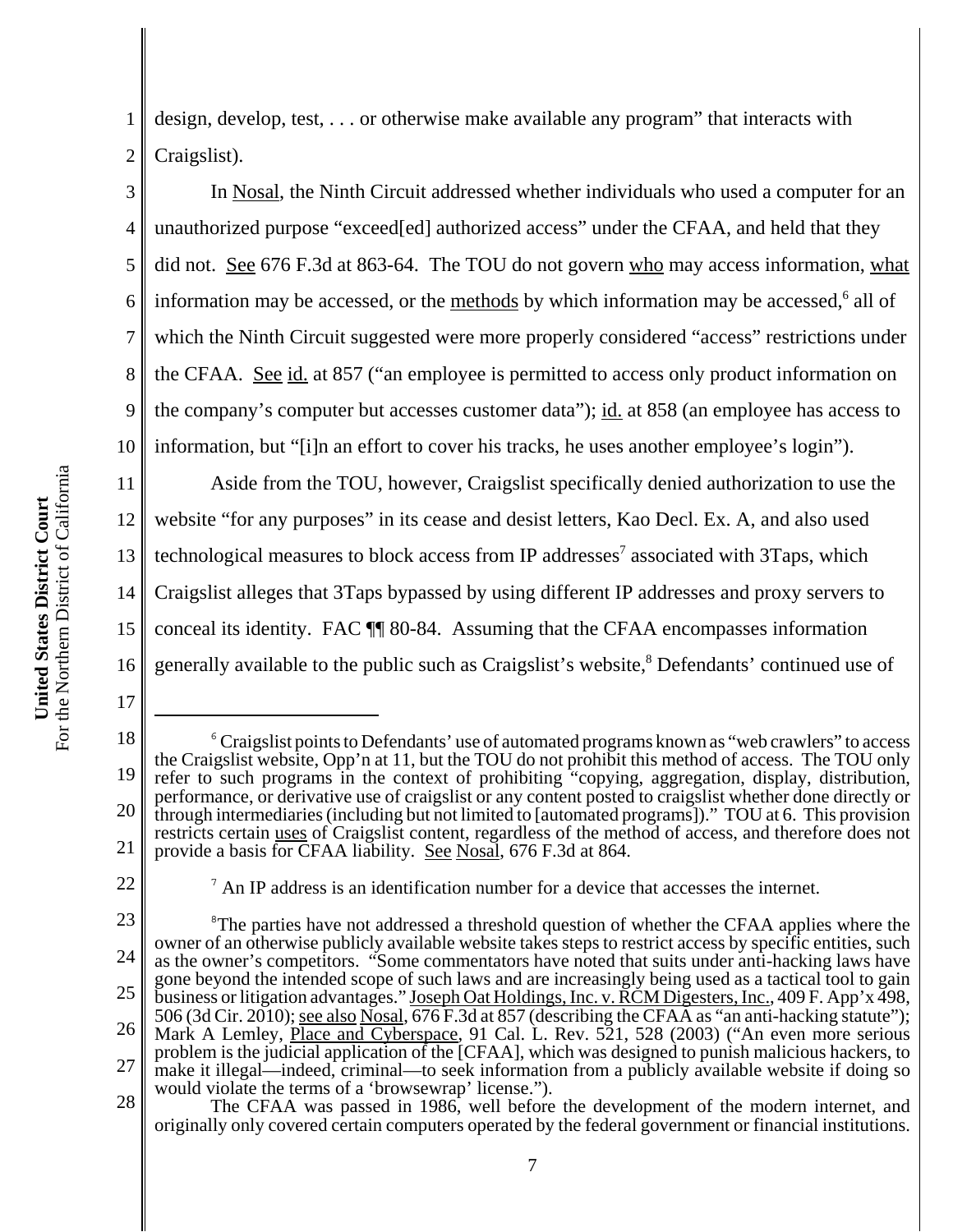design, develop, test, . . . or otherwise make available any program" that interacts with Craigslist).

In Nosal, the Ninth Circuit addressed whether individuals who used a computer for an unauthorized purpose "exceed[ed] authorized access" under the CFAA, and held that they did not. See 676 F.3d at 863-64. The TOU do not govern who may access information, what information may be accessed, or the methods by which information may be accessed,[6] all of which the Ninth Circuit suggested were more properly considered "access" restrictions under the CFAA. See id. at 857 ("an employee is permitted to access only product information on the company's computer but accesses customer data"); id. at 858 (an employee has access to information, but "[i]n an effort to cover his tracks, he uses another employee's login").

Aside from the TOU, however, Craigslist specifically denied authorization to use the website "for any purposes" in its cease and desist letters, Kao Decl. Ex. A, and also used technological measures to block access from IP addresses[7] associated with 3Taps, which Craigslist alleges that 3Taps bypassed by using different IP addresses and proxy servers to conceal its identity. FAC ¶¶ 80-84. Assuming that the CFAA encompasses information generally available to the public such as Craigslist's website,[8] Defendants' continued use of

---

[6] Craigslist points to Defendants' use of automated programs known as "web crawlers" to access the Craigslist website, Opp'n at 11, but the TOU do not prohibit this method of access. The TOU only refer to such programs in the context of prohibiting "copying, aggregation, display, distribution, performance, or derivative use of craigslist or any content posted to craigslist whether done directly or through intermediaries (including but not limited to [automated programs])." TOU at 6. This provision restricts certain uses of Craigslist content, regardless of the method of access, and therefore does not provide a basis for CFAA liability. See Nosal, 676 F.3d at 864.

[7] An IP address is an identification number for a device that accesses the internet.

[8] The parties have not addressed a threshold question of whether the CFAA applies where the owner of an otherwise publicly available website takes steps to restrict access by specific entities, such as the owner's competitors. "Some commentators have noted that suits under anti-hacking laws have gone beyond the intended scope of such laws and are increasingly being used as a tactical tool to gain business or litigation advantages." Joseph Oat Holdings, Inc. v. RCM Digesters, Inc., 409 F. App'x 498, 506 (3d Cir. 2010); see also Nosal, 676 F.3d at 857 (describing the CFAA as "an anti-hacking statute"); Mark A Lemley, Place and Cyberspace, 91 Cal. L. Rev. 521, 528 (2003) ("An even more serious problem is the judicial application of the [CFAA], which was designed to punish malicious hackers, to make it illegal—indeed, criminal—to seek information from a publicly available website if doing so would violate the terms of a 'browsewrap' license.").

The CFAA was passed in 1986, well before the development of the modern internet, and originally only covered certain computers operated by the federal government or financial institutions.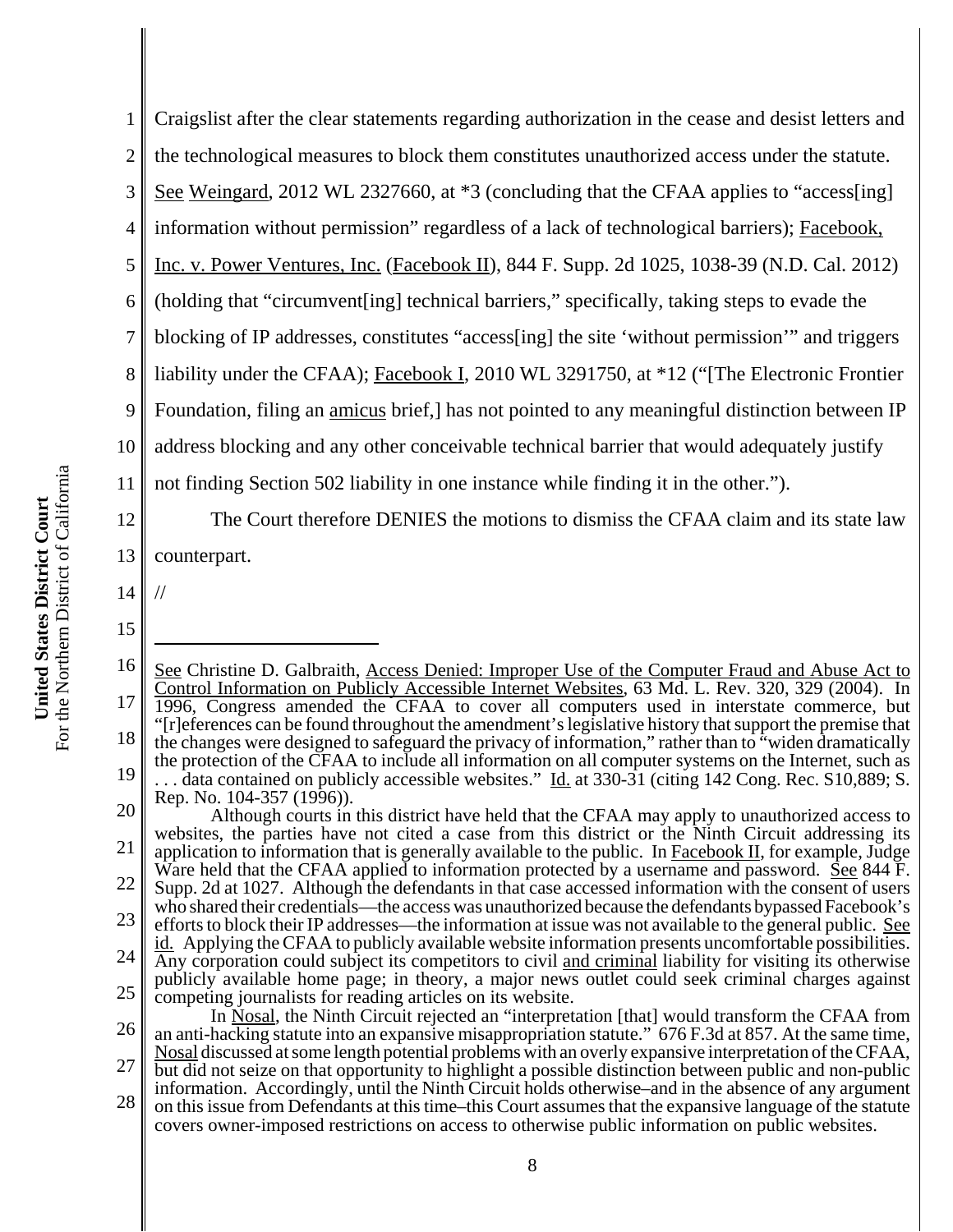Craigslist after the clear statements regarding authorization in the cease and desist letters and the technological measures to block them constitutes unauthorized access under the statute. See Weingard, 2012 WL 2327660, at *3 (concluding that the CFAA applies to "access[ing] information without permission" regardless of a lack of technological barriers); Facebook, Inc. v. Power Ventures, Inc. (Facebook II), 844 F. Supp. 2d 1025, 1038-39 (N.D. Cal. 2012) (holding that "circumvent[ing] technical barriers," specifically, taking steps to evade the blocking of IP addresses, constitutes "access[ing] the site 'without permission'" and triggers liability under the CFAA); Facebook I, 2010 WL 3291750, at *12 ("[The Electronic Frontier Foundation, filing an amicus brief,] has not pointed to any meaningful distinction between IP address blocking and any other conceivable technical barrier that would adequately justify not finding Section 502 liability in one instance while finding it in the other.").

The Court therefore DENIES the motions to dismiss the CFAA claim and its state law counterpart.

//

---

See Christine D. Galbraith, Access Denied: Improper Use of the Computer Fraud and Abuse Act to Control Information on Publicly Accessible Internet Websites, 63 Md. L. Rev. 320, 329 (2004). In 1996, Congress amended the CFAA to cover all computers used in interstate commerce, but "[r]eferences can be found throughout the amendment's legislative history that support the premise that the changes were designed to safeguard the privacy of information," rather than to "widen dramatically the protection of the CFAA to include all information on all computer systems on the Internet, such as . . . data contained on publicly accessible websites." Id. at 330-31 (citing 142 Cong. Rec. S10,889; S. Rep. No. 104-357 (1996)).

Although courts in this district have held that the CFAA may apply to unauthorized access to websites, the parties have not cited a case from this district or the Ninth Circuit addressing its application to information that is generally available to the public. In Facebook II, for example, Judge Ware held that the CFAA applied to information protected by a username and password. See 844 F. Supp. 2d at 1027. Although the defendants in that case accessed information with the consent of users who shared their credentials—the access was unauthorized because the defendants bypassed Facebook's efforts to block their IP addresses—the information at issue was not available to the general public. See id. Applying the CFAA to publicly available website information presents uncomfortable possibilities. Any corporation could subject its competitors to civil and criminal liability for visiting its otherwise publicly available home page; in theory, a major news outlet could seek criminal charges against competing journalists for reading articles on its website.

In Nosal, the Ninth Circuit rejected an "interpretation [that] would transform the CFAA from an anti-hacking statute into an expansive misappropriation statute." 676 F.3d at 857. At the same time, Nosal discussed at some length potential problems with an overly expansive interpretation of the CFAA, but did not seize on that opportunity to highlight a possible distinction between public and non-public information. Accordingly, until the Ninth Circuit holds otherwise–and in the absence of any argument on this issue from Defendants at this time–this Court assumes that the expansive language of the statute covers owner-imposed restrictions on access to otherwise public information on public websites.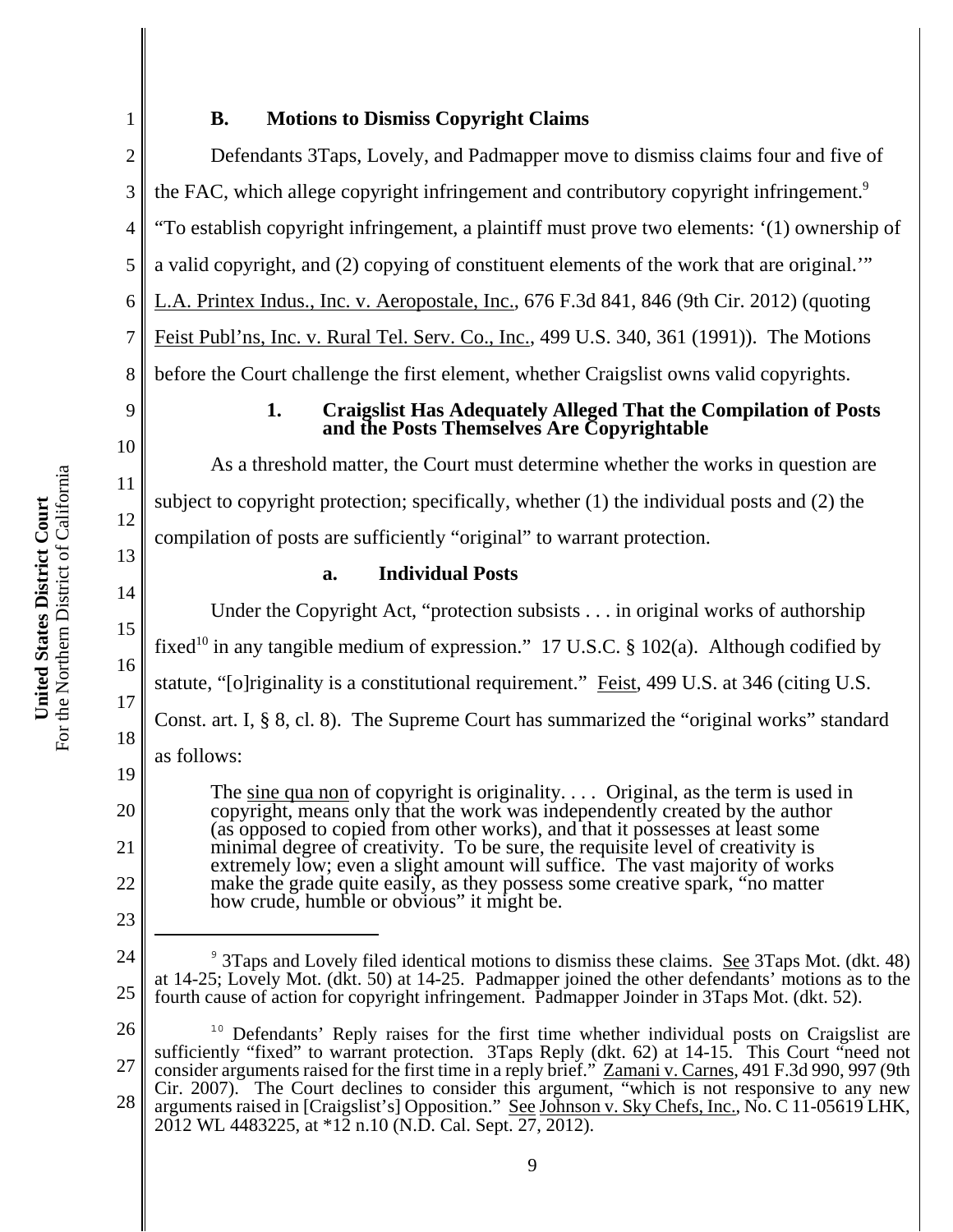### B. Motions to Dismiss Copyright Claims

Defendants 3Taps, Lovely, and Padmapper move to dismiss claims four and five of the FAC, which allege copyright infringement and contributory copyright infringement.[9] "To establish copyright infringement, a plaintiff must prove two elements: '(1) ownership of a valid copyright, and (2) copying of constituent elements of the work that are original.'" L.A. Printex Indus., Inc. v. Aeropostale, Inc., 676 F.3d 841, 846 (9th Cir. 2012) (quoting Feist Publ'ns, Inc. v. Rural Tel. Serv. Co., Inc., 499 U.S. 340, 361 (1991)). The Motions before the Court challenge the first element, whether Craigslist owns valid copyrights.

#### 1. Craigslist Has Adequately Alleged That the Compilation of Posts and the Posts Themselves Are Copyrightable

As a threshold matter, the Court must determine whether the works in question are subject to copyright protection; specifically, whether (1) the individual posts and (2) the compilation of posts are sufficiently "original" to warrant protection.

##### a. Individual Posts

Under the Copyright Act, "protection subsists . . . in original works of authorship fixed[10] in any tangible medium of expression." 17 U.S.C. § 102(a). Although codified by statute, "[o]riginality is a constitutional requirement." Feist, 499 U.S. at 346 (citing U.S. Const. art. I, § 8, cl. 8). The Supreme Court has summarized the "original works" standard as follows:

> The sine qua non of copyright is originality. . . . Original, as the term is used in copyright, means only that the work was independently created by the author (as opposed to copied from other works), and that it possesses at least some minimal degree of creativity. To be sure, the requisite level of creativity is extremely low; even a slight amount will suffice. The vast majority of works make the grade quite easily, as they possess some creative spark, "no matter how crude, humble or obvious" it might be.

---

[9] 3Taps and Lovely filed identical motions to dismiss these claims. See 3Taps Mot. (dkt. 48) at 14-25; Lovely Mot. (dkt. 50) at 14-25. Padmapper joined the other defendants' motions as to the fourth cause of action for copyright infringement. Padmapper Joinder in 3Taps Mot. (dkt. 52).

[10] Defendants' Reply raises for the first time whether individual posts on Craigslist are sufficiently "fixed" to warrant protection. 3Taps Reply (dkt. 62) at 14-15. This Court "need not consider arguments raised for the first time in a reply brief." Zamani v. Carnes, 491 F.3d 990, 997 (9th Cir. 2007). The Court declines to consider this argument, "which is not responsive to any new arguments raised in [Craigslist's] Opposition." See Johnson v. Sky Chefs, Inc., No. C 11-05619 LHK, 2012 WL 4483225, at *12 n.10 (N.D. Cal. Sept. 27, 2012).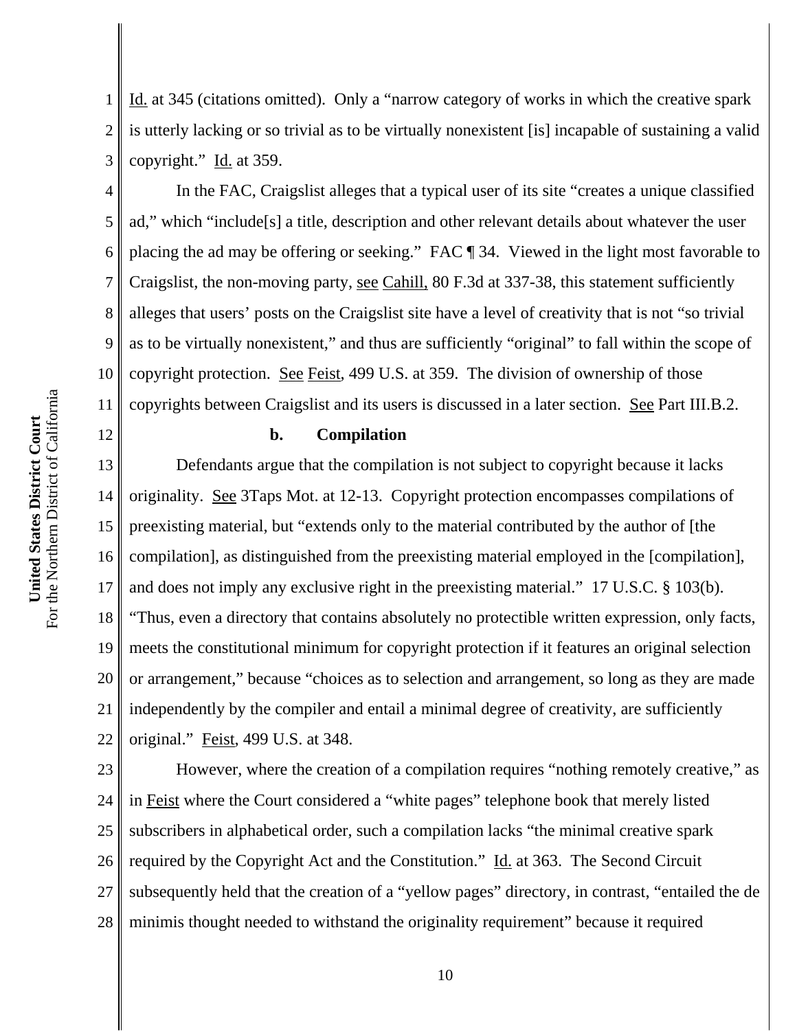Id. at 345 (citations omitted). Only a "narrow category of works in which the creative spark is utterly lacking or so trivial as to be virtually nonexistent [is] incapable of sustaining a valid copyright." Id. at 359.

In the FAC, Craigslist alleges that a typical user of its site "creates a unique classified ad," which "include[s] a title, description and other relevant details about whatever the user placing the ad may be offering or seeking." FAC ¶ 34. Viewed in the light most favorable to Craigslist, the non-moving party, see Cahill, 80 F.3d at 337-38, this statement sufficiently alleges that users' posts on the Craigslist site have a level of creativity that is not "so trivial as to be virtually nonexistent," and thus are sufficiently "original" to fall within the scope of copyright protection. See Feist, 499 U.S. at 359. The division of ownership of those copyrights between Craigslist and its users is discussed in a later section. See Part III.B.2.

**b. Compilation**

Defendants argue that the compilation is not subject to copyright because it lacks originality. See 3Taps Mot. at 12-13. Copyright protection encompasses compilations of preexisting material, but "extends only to the material contributed by the author of [the compilation], as distinguished from the preexisting material employed in the [compilation], and does not imply any exclusive right in the preexisting material." 17 U.S.C. § 103(b). "Thus, even a directory that contains absolutely no protectible written expression, only facts, meets the constitutional minimum for copyright protection if it features an original selection or arrangement," because "choices as to selection and arrangement, so long as they are made independently by the compiler and entail a minimal degree of creativity, are sufficiently original." Feist, 499 U.S. at 348.

However, where the creation of a compilation requires "nothing remotely creative," as in Feist where the Court considered a "white pages" telephone book that merely listed subscribers in alphabetical order, such a compilation lacks "the minimal creative spark required by the Copyright Act and the Constitution." Id. at 363. The Second Circuit subsequently held that the creation of a "yellow pages" directory, in contrast, "entailed the de minimis thought needed to withstand the originality requirement" because it required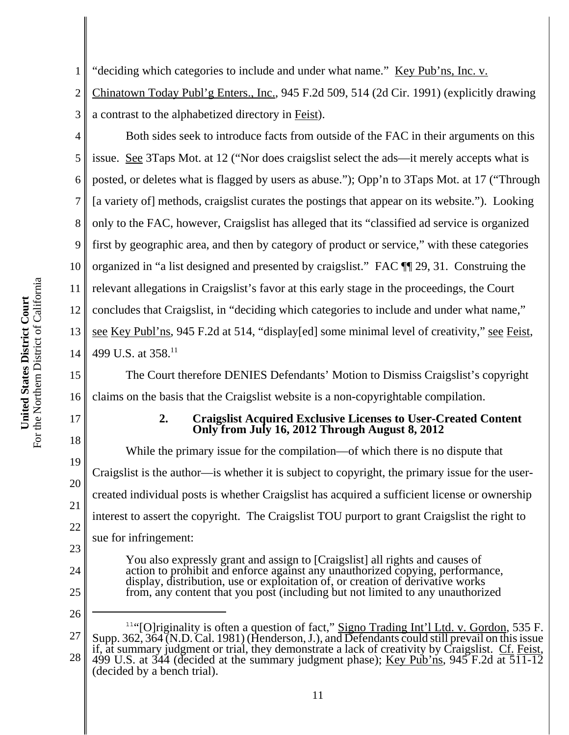"deciding which categories to include and under what name." Key Pub'ns, Inc. v. Chinatown Today Publ'g Enters., Inc., 945 F.2d 509, 514 (2d Cir. 1991) (explicitly drawing a contrast to the alphabetized directory in Feist).

Both sides seek to introduce facts from outside of the FAC in their arguments on this issue. See 3Taps Mot. at 12 ("Nor does craigslist select the ads—it merely accepts what is posted, or deletes what is flagged by users as abuse."); Opp'n to 3Taps Mot. at 17 ("Through [a variety of] methods, craigslist curates the postings that appear on its website."). Looking only to the FAC, however, Craigslist has alleged that its "classified ad service is organized first by geographic area, and then by category of product or service," with these categories organized in "a list designed and presented by craigslist." FAC ¶¶ 29, 31. Construing the relevant allegations in Craigslist's favor at this early stage in the proceedings, the Court concludes that Craigslist, in "deciding which categories to include and under what name," see Key Publ'ns, 945 F.2d at 514, "display[ed] some minimal level of creativity," see Feist, 499 U.S. at 358.[11]

The Court therefore DENIES Defendants' Motion to Dismiss Craigslist's copyright claims on the basis that the Craigslist website is a non-copyrightable compilation.

### 2. Craigslist Acquired Exclusive Licenses to User-Created Content Only from July 16, 2012 Through August 8, 2012

While the primary issue for the compilation—of which there is no dispute that Craigslist is the author—is whether it is subject to copyright, the primary issue for the user-created individual posts is whether Craigslist has acquired a sufficient license or ownership interest to assert the copyright. The Craigslist TOU purport to grant Craigslist the right to sue for infringement:

> You also expressly grant and assign to [Craigslist] all rights and causes of action to prohibit and enforce against any unauthorized copying, performance, display, distribution, use or exploitation of, or creation of derivative works from, any content that you post (including but not limited to any unauthorized

---

[11] "[O]riginality is often a question of fact," Signo Trading Int'l Ltd. v. Gordon, 535 F. Supp. 362, 364 (N.D. Cal. 1981) (Henderson, J.), and Defendants could still prevail on this issue if, at summary judgment or trial, they demonstrate a lack of creativity by Craigslist. Cf. Feist, 499 U.S. at 344 (decided at the summary judgment phase); Key Pub'ns, 945 F.2d at 511-12 (decided by a bench trial).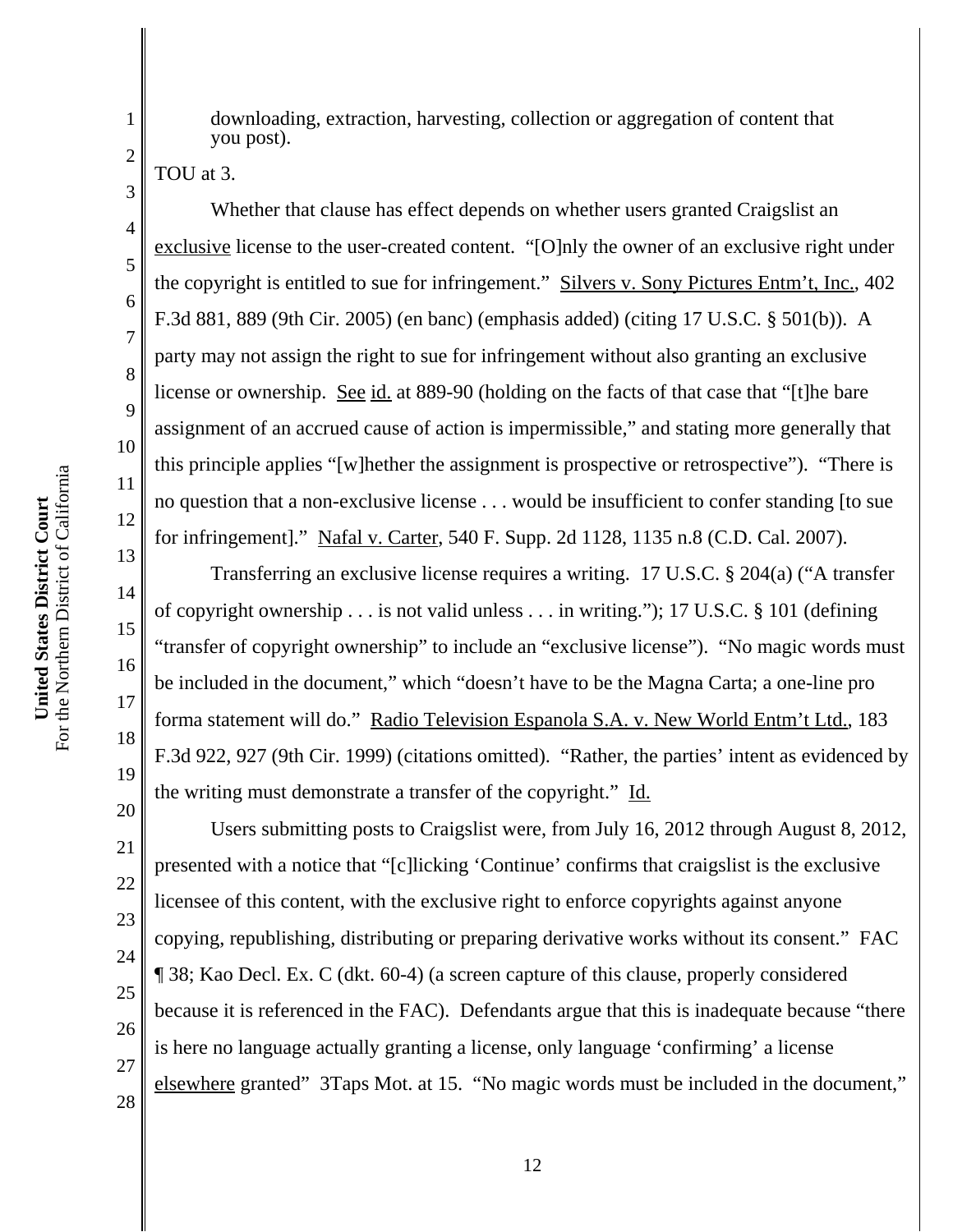downloading, extraction, harvesting, collection or aggregation of content that you post).

TOU at 3.

Whether that clause has effect depends on whether users granted Craigslist an exclusive license to the user-created content. "[O]nly the owner of an exclusive right under the copyright is entitled to sue for infringement." Silvers v. Sony Pictures Entm't, Inc., 402 F.3d 881, 889 (9th Cir. 2005) (en banc) (emphasis added) (citing 17 U.S.C. § 501(b)). A party may not assign the right to sue for infringement without also granting an exclusive license or ownership. See id. at 889-90 (holding on the facts of that case that "[t]he bare assignment of an accrued cause of action is impermissible," and stating more generally that this principle applies "[w]hether the assignment is prospective or retrospective"). "There is no question that a non-exclusive license . . . would be insufficient to confer standing [to sue for infringement]." Nafal v. Carter, 540 F. Supp. 2d 1128, 1135 n.8 (C.D. Cal. 2007).

Transferring an exclusive license requires a writing. 17 U.S.C. § 204(a) ("A transfer of copyright ownership . . . is not valid unless . . . in writing."); 17 U.S.C. § 101 (defining "transfer of copyright ownership" to include an "exclusive license"). "No magic words must be included in the document," which "doesn't have to be the Magna Carta; a one-line pro forma statement will do." Radio Television Espanola S.A. v. New World Entm't Ltd., 183 F.3d 922, 927 (9th Cir. 1999) (citations omitted). "Rather, the parties' intent as evidenced by the writing must demonstrate a transfer of the copyright." Id.

Users submitting posts to Craigslist were, from July 16, 2012 through August 8, 2012, presented with a notice that "[c]licking 'Continue' confirms that craigslist is the exclusive licensee of this content, with the exclusive right to enforce copyrights against anyone copying, republishing, distributing or preparing derivative works without its consent." FAC ¶ 38; Kao Decl. Ex. C (dkt. 60-4) (a screen capture of this clause, properly considered because it is referenced in the FAC). Defendants argue that this is inadequate because "there is here no language actually granting a license, only language 'confirming' a license elsewhere granted" 3Taps Mot. at 15. "No magic words must be included in the document,"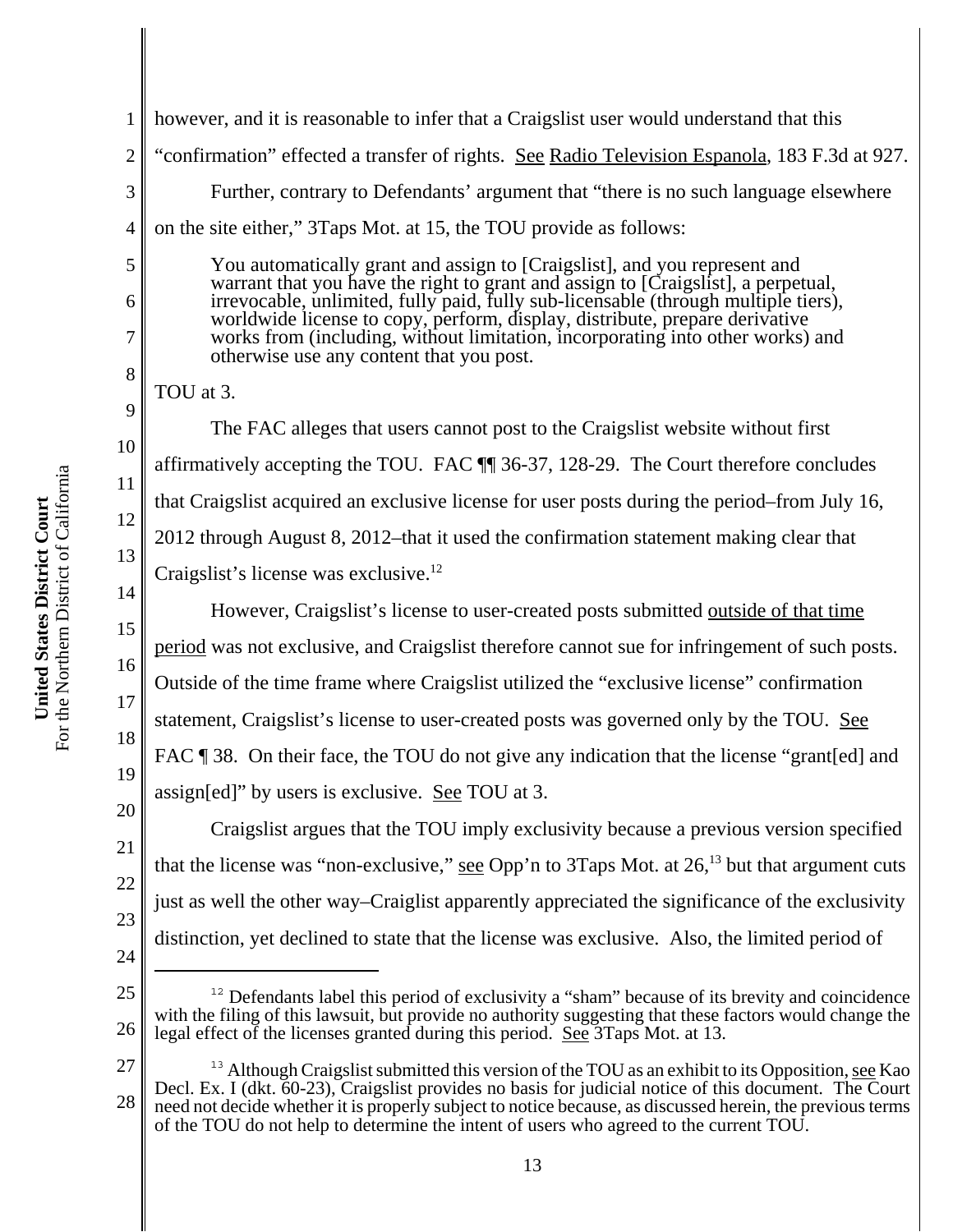however, and it is reasonable to infer that a Craigslist user would understand that this "confirmation" effected a transfer of rights. See Radio Television Espanola, 183 F.3d at 927.

Further, contrary to Defendants' argument that "there is no such language elsewhere on the site either," 3Taps Mot. at 15, the TOU provide as follows:

> You automatically grant and assign to [Craigslist], and you represent and warrant that you have the right to grant and assign to [Craigslist], a perpetual, irrevocable, unlimited, fully paid, fully sub-licensable (through multiple tiers), worldwide license to copy, perform, display, distribute, prepare derivative works from (including, without limitation, incorporating into other works) and otherwise use any content that you post.

TOU at 3.

The FAC alleges that users cannot post to the Craigslist website without first affirmatively accepting the TOU. FAC ¶¶ 36-37, 128-29. The Court therefore concludes that Craigslist acquired an exclusive license for user posts during the period–from July 16, 2012 through August 8, 2012–that it used the confirmation statement making clear that Craigslist's license was exclusive.[12]

However, Craigslist's license to user-created posts submitted outside of that time period was not exclusive, and Craigslist therefore cannot sue for infringement of such posts. Outside of the time frame where Craigslist utilized the "exclusive license" confirmation statement, Craigslist's license to user-created posts was governed only by the TOU. See FAC ¶ 38. On their face, the TOU do not give any indication that the license "grant[ed] and assign[ed]" by users is exclusive. See TOU at 3.

Craigslist argues that the TOU imply exclusivity because a previous version specified that the license was "non-exclusive," see Opp'n to 3Taps Mot. at 26,[13] but that argument cuts just as well the other way–Craigslist apparently appreciated the significance of the exclusivity distinction, yet declined to state that the license was exclusive. Also, the limited period of

---

[12] Defendants label this period of exclusivity a "sham" because of its brevity and coincidence with the filing of this lawsuit, but provide no authority suggesting that these factors would change the legal effect of the licenses granted during this period. See 3Taps Mot. at 13.

[13] Although Craigslist submitted this version of the TOU as an exhibit to its Opposition, see Kao Decl. Ex. I (dkt. 60-23), Craigslist provides no basis for judicial notice of this document. The Court need not decide whether it is properly subject to notice because, as discussed herein, the previous terms of the TOU do not help to determine the intent of users who agreed to the current TOU.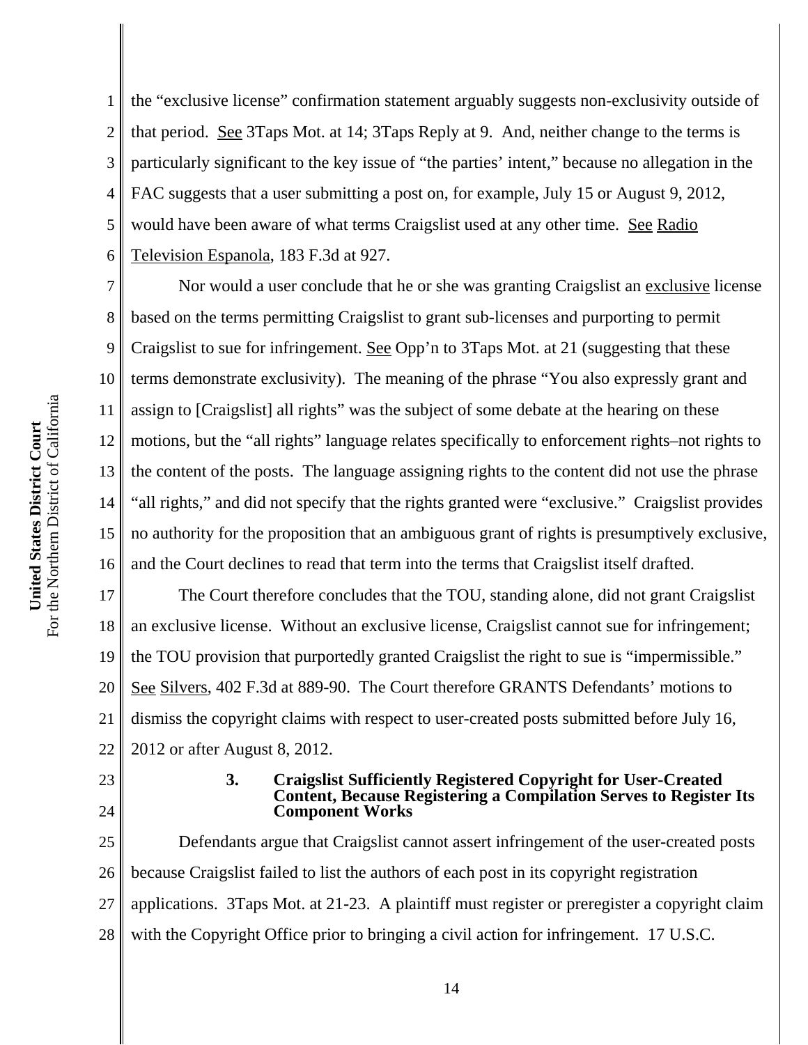the "exclusive license" confirmation statement arguably suggests non-exclusivity outside of that period. See 3Taps Mot. at 14; 3Taps Reply at 9. And, neither change to the terms is particularly significant to the key issue of "the parties' intent," because no allegation in the FAC suggests that a user submitting a post on, for example, July 15 or August 9, 2012, would have been aware of what terms Craigslist used at any other time. See Radio Television Espanola, 183 F.3d at 927.

Nor would a user conclude that he or she was granting Craigslist an exclusive license based on the terms permitting Craigslist to grant sub-licenses and purporting to permit Craigslist to sue for infringement. See Opp'n to 3Taps Mot. at 21 (suggesting that these terms demonstrate exclusivity). The meaning of the phrase "You also expressly grant and assign to [Craigslist] all rights" was the subject of some debate at the hearing on these motions, but the "all rights" language relates specifically to enforcement rights–not rights to the content of the posts. The language assigning rights to the content did not use the phrase "all rights," and did not specify that the rights granted were "exclusive." Craigslist provides no authority for the proposition that an ambiguous grant of rights is presumptively exclusive, and the Court declines to read that term into the terms that Craigslist itself drafted.

The Court therefore concludes that the TOU, standing alone, did not grant Craigslist an exclusive license. Without an exclusive license, Craigslist cannot sue for infringement; the TOU provision that purportedly granted Craigslist the right to sue is "impermissible." See Silvers, 402 F.3d at 889-90. The Court therefore GRANTS Defendants' motions to dismiss the copyright claims with respect to user-created posts submitted before July 16, 2012 or after August 8, 2012.

### 3. Craigslist Sufficiently Registered Copyright for User-Created Content, Because Registering a Compilation Serves to Register Its Component Works

Defendants argue that Craigslist cannot assert infringement of the user-created posts because Craigslist failed to list the authors of each post in its copyright registration applications. 3Taps Mot. at 21-23. A plaintiff must register or preregister a copyright claim with the Copyright Office prior to bringing a civil action for infringement. 17 U.S.C.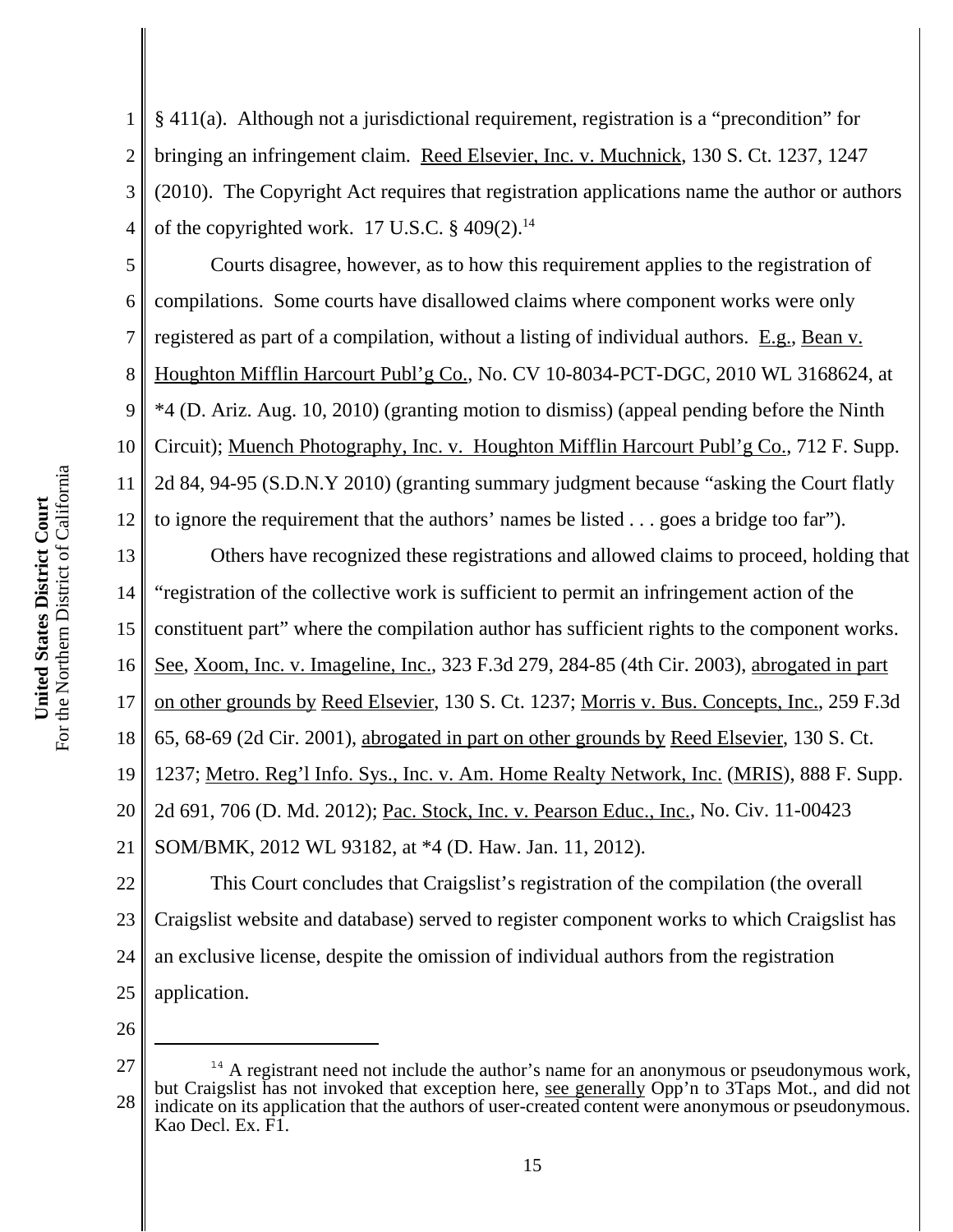§ 411(a). Although not a jurisdictional requirement, registration is a "precondition" for bringing an infringement claim. Reed Elsevier, Inc. v. Muchnick, 130 S. Ct. 1237, 1247 (2010). The Copyright Act requires that registration applications name the author or authors of the copyrighted work. 17 U.S.C. § 409(2).[14]

Courts disagree, however, as to how this requirement applies to the registration of compilations. Some courts have disallowed claims where component works were only registered as part of a compilation, without a listing of individual authors. E.g., Bean v. Houghton Mifflin Harcourt Publ'g Co., No. CV 10-8034-PCT-DGC, 2010 WL 3168624, at *4 (D. Ariz. Aug. 10, 2010) (granting motion to dismiss) (appeal pending before the Ninth Circuit); Muench Photography, Inc. v. Houghton Mifflin Harcourt Publ'g Co., 712 F. Supp. 2d 84, 94-95 (S.D.N.Y 2010) (granting summary judgment because "asking the Court flatly to ignore the requirement that the authors' names be listed . . . goes a bridge too far").

Others have recognized these registrations and allowed claims to proceed, holding that "registration of the collective work is sufficient to permit an infringement action of the constituent part" where the compilation author has sufficient rights to the component works. See, Xoom, Inc. v. Imageline, Inc., 323 F.3d 279, 284-85 (4th Cir. 2003), abrogated in part on other grounds by Reed Elsevier, 130 S. Ct. 1237; Morris v. Bus. Concepts, Inc., 259 F.3d 65, 68-69 (2d Cir. 2001), abrogated in part on other grounds by Reed Elsevier, 130 S. Ct. 1237; Metro. Reg'l Info. Sys., Inc. v. Am. Home Realty Network, Inc. (MRIS), 888 F. Supp. 2d 691, 706 (D. Md. 2012); Pac. Stock, Inc. v. Pearson Educ., Inc., No. Civ. 11-00423 SOM/BMK, 2012 WL 93182, at *4 (D. Haw. Jan. 11, 2012).

This Court concludes that Craigslist's registration of the compilation (the overall Craigslist website and database) served to register component works to which Craigslist has an exclusive license, despite the omission of individual authors from the registration application.

---

[14] A registrant need not include the author's name for an anonymous or pseudonymous work, but Craigslist has not invoked that exception here, see generally Opp'n to 3Taps Mot., and did not indicate on its application that the authors of user-created content were anonymous or pseudonymous. Kao Decl. Ex. F1.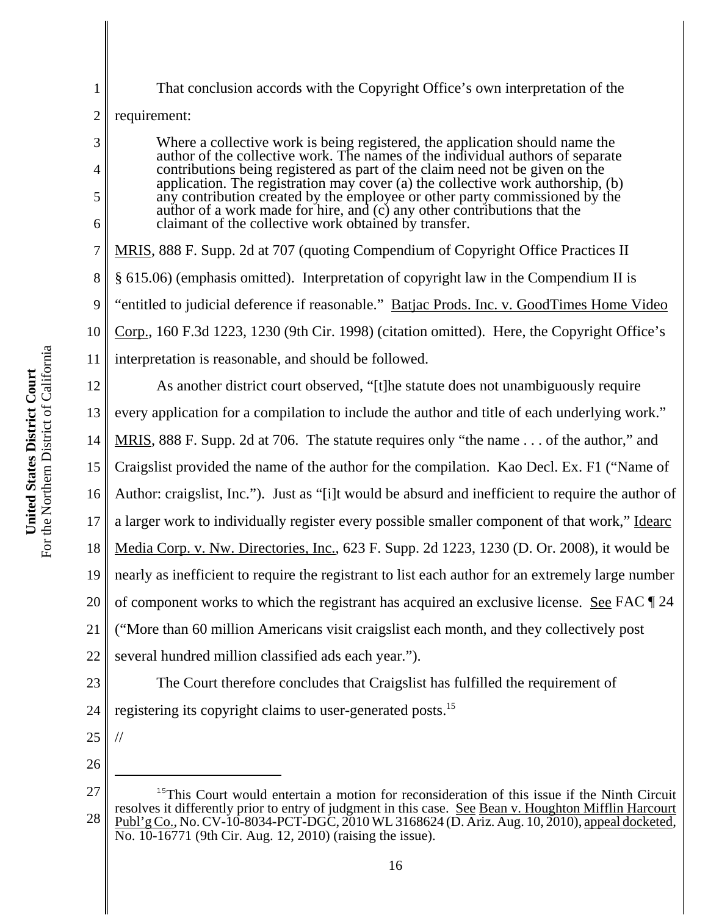That conclusion accords with the Copyright Office's own interpretation of the requirement:

> Where a collective work is being registered, the application should name the author of the collective work. The names of the individual authors of separate contributions being registered as part of the claim need not be given on the application. The registration may cover (a) the collective work authorship, (b) any contribution created by the employee or other party commissioned by the author of a work made for hire, and (c) any other contributions that the claimant of the collective work obtained by transfer.

MRIS, 888 F. Supp. 2d at 707 (quoting Compendium of Copyright Office Practices II § 615.06) (emphasis omitted). Interpretation of copyright law in the Compendium II is "entitled to judicial deference if reasonable." Batjac Prods. Inc. v. GoodTimes Home Video Corp., 160 F.3d 1223, 1230 (9th Cir. 1998) (citation omitted). Here, the Copyright Office's interpretation is reasonable, and should be followed.

As another district court observed, "[t]he statute does not unambiguously require every application for a compilation to include the author and title of each underlying work." MRIS, 888 F. Supp. 2d at 706. The statute requires only "the name . . . of the author," and Craigslist provided the name of the author for the compilation. Kao Decl. Ex. F1 ("Name of Author: craigslist, Inc."). Just as "[i]t would be absurd and inefficient to require the author of a larger work to individually register every possible smaller component of that work," Idearc Media Corp. v. Nw. Directories, Inc., 623 F. Supp. 2d 1223, 1230 (D. Or. 2008), it would be nearly as inefficient to require the registrant to list each author for an extremely large number of component works to which the registrant has acquired an exclusive license. See FAC ¶ 24 ("More than 60 million Americans visit craigslist each month, and they collectively post several hundred million classified ads each year.").

The Court therefore concludes that Craigslist has fulfilled the requirement of registering its copyright claims to user-generated posts.[15]

//

---

[15] This Court would entertain a motion for reconsideration of this issue if the Ninth Circuit resolves it differently prior to entry of judgment in this case. See Bean v. Houghton Mifflin Harcourt Publ'g Co., No. CV-10-8034-PCT-DGC, 2010 WL 3168624 (D. Ariz. Aug. 10, 2010), appeal docketed, No. 10-16771 (9th Cir. Aug. 12, 2010) (raising the issue).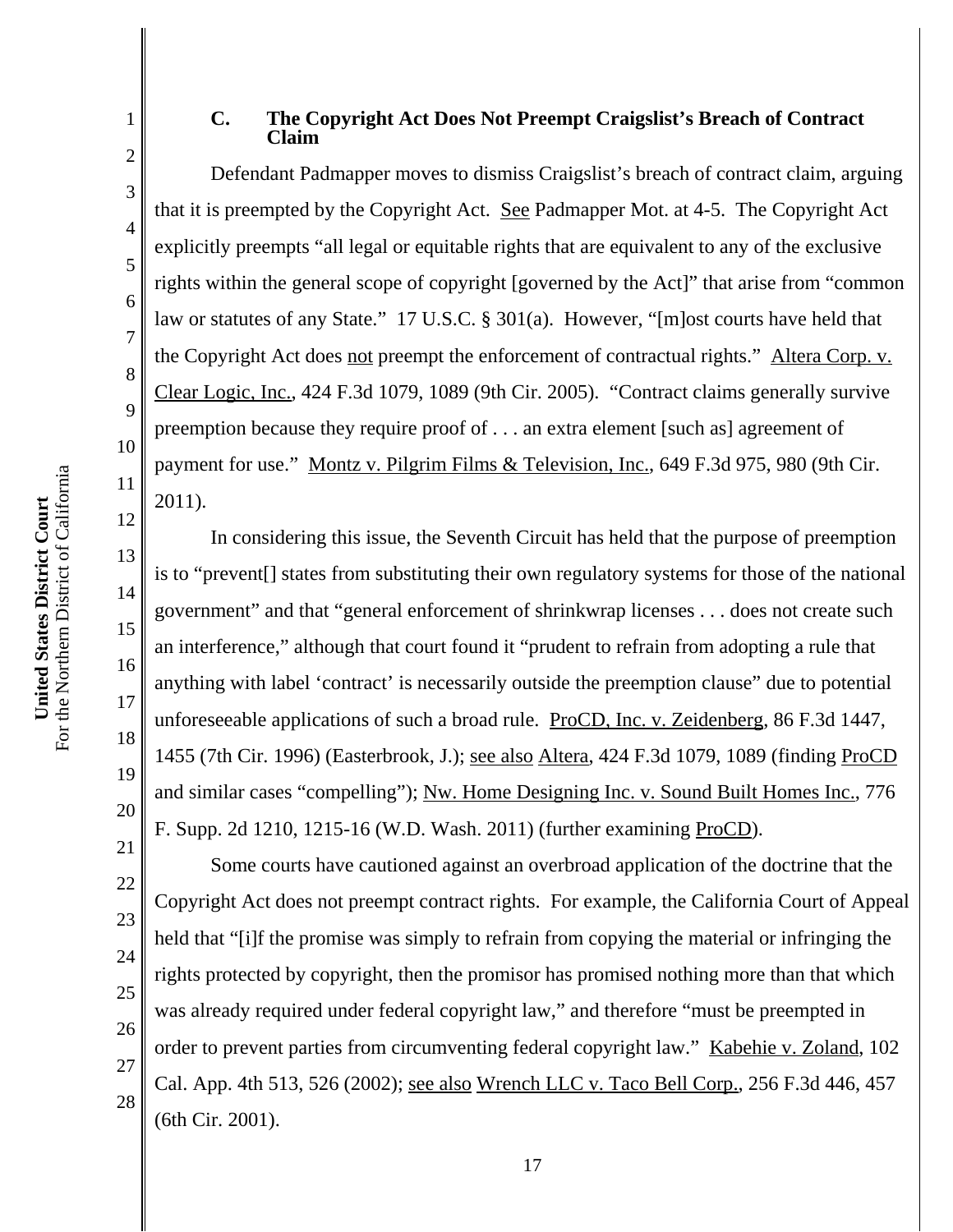### C. The Copyright Act Does Not Preempt Craigslist's Breach of Contract Claim

Defendant Padmapper moves to dismiss Craigslist's breach of contract claim, arguing that it is preempted by the Copyright Act. See Padmapper Mot. at 4-5. The Copyright Act explicitly preempts "all legal or equitable rights that are equivalent to any of the exclusive rights within the general scope of copyright [governed by the Act]" that arise from "common law or statutes of any State." 17 U.S.C. § 301(a). However, "[m]ost courts have held that the Copyright Act does not preempt the enforcement of contractual rights." Altera Corp. v. Clear Logic, Inc., 424 F.3d 1079, 1089 (9th Cir. 2005). "Contract claims generally survive preemption because they require proof of . . . an extra element [such as] agreement of payment for use." Montz v. Pilgrim Films & Television, Inc., 649 F.3d 975, 980 (9th Cir. 2011).

In considering this issue, the Seventh Circuit has held that the purpose of preemption is to "prevent[] states from substituting their own regulatory systems for those of the national government" and that "general enforcement of shrinkwrap licenses . . . does not create such an interference," although that court found it "prudent to refrain from adopting a rule that anything with label 'contract' is necessarily outside the preemption clause" due to potential unforeseeable applications of such a broad rule. ProCD, Inc. v. Zeidenberg, 86 F.3d 1447, 1455 (7th Cir. 1996) (Easterbrook, J.); see also Altera, 424 F.3d 1079, 1089 (finding ProCD and similar cases "compelling"); Nw. Home Designing Inc. v. Sound Built Homes Inc., 776 F. Supp. 2d 1210, 1215-16 (W.D. Wash. 2011) (further examining ProCD).

Some courts have cautioned against an overbroad application of the doctrine that the Copyright Act does not preempt contract rights. For example, the California Court of Appeal held that "[i]f the promise was simply to refrain from copying the material or infringing the rights protected by copyright, then the promisor has promised nothing more than that which was already required under federal copyright law," and therefore "must be preempted in order to prevent parties from circumventing federal copyright law." Kabehie v. Zoland, 102 Cal. App. 4th 513, 526 (2002); see also Wrench LLC v. Taco Bell Corp., 256 F.3d 446, 457 (6th Cir. 2001).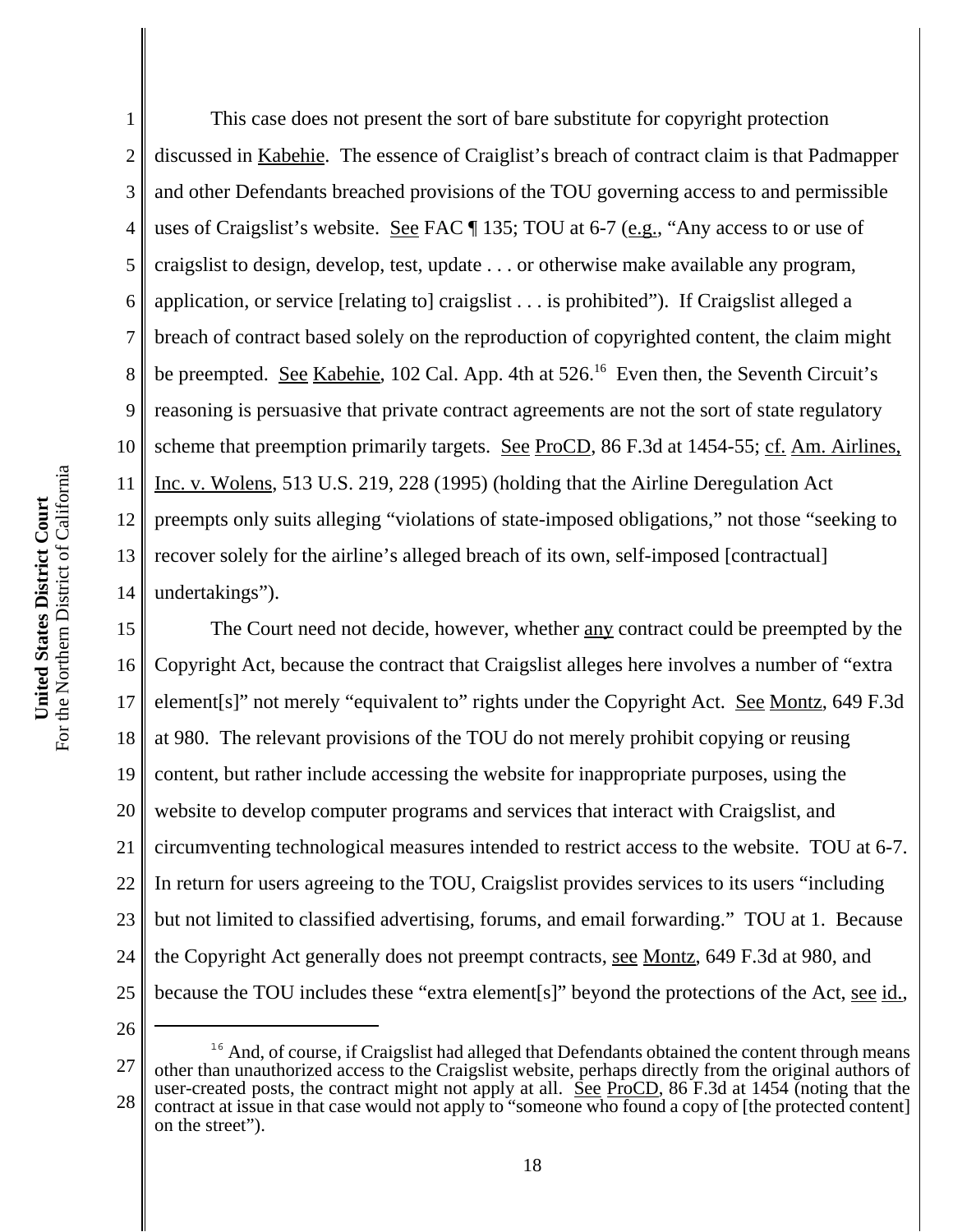This case does not present the sort of bare substitute for copyright protection discussed in Kabehie. The essence of Craiglist's breach of contract claim is that Padmapper and other Defendants breached provisions of the TOU governing access to and permissible uses of Craigslist's website. See FAC ¶ 135; TOU at 6-7 (e.g., "Any access to or use of craigslist to design, develop, test, update . . . or otherwise make available any program, application, or service [relating to] craigslist . . . is prohibited"). If Craigslist alleged a breach of contract based solely on the reproduction of copyrighted content, the claim might be preempted. See Kabehie, 102 Cal. App. 4th at 526.[16] Even then, the Seventh Circuit's reasoning is persuasive that private contract agreements are not the sort of state regulatory scheme that preemption primarily targets. See ProCD, 86 F.3d at 1454-55; cf. Am. Airlines, Inc. v. Wolens, 513 U.S. 219, 228 (1995) (holding that the Airline Deregulation Act preempts only suits alleging "violations of state-imposed obligations," not those "seeking to recover solely for the airline's alleged breach of its own, self-imposed [contractual] undertakings").

The Court need not decide, however, whether any contract could be preempted by the Copyright Act, because the contract that Craigslist alleges here involves a number of "extra element[s]" not merely "equivalent to" rights under the Copyright Act. See Montz, 649 F.3d at 980. The relevant provisions of the TOU do not merely prohibit copying or reusing content, but rather include accessing the website for inappropriate purposes, using the website to develop computer programs and services that interact with Craigslist, and circumventing technological measures intended to restrict access to the website. TOU at 6-7. In return for users agreeing to the TOU, Craigslist provides services to its users "including but not limited to classified advertising, forums, and email forwarding." TOU at 1. Because the Copyright Act generally does not preempt contracts, see Montz, 649 F.3d at 980, and because the TOU includes these "extra element[s]" beyond the protections of the Act, see id.,

---

[16] And, of course, if Craigslist had alleged that Defendants obtained the content through means other than unauthorized access to the Craigslist website, perhaps directly from the original authors of user-created posts, the contract might not apply at all. See ProCD, 86 F.3d at 1454 (noting that the contract at issue in that case would not apply to "someone who found a copy of [the protected content] on the street").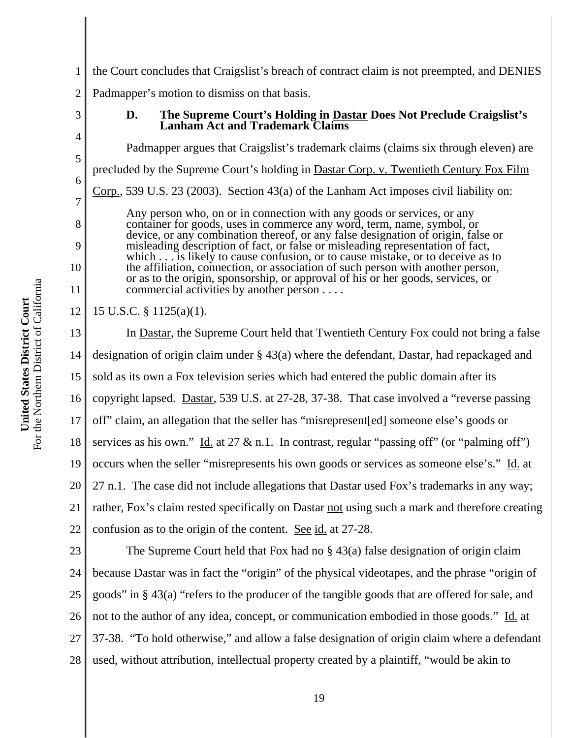the Court concludes that Craigslist's breach of contract claim is not preempted, and DENIES Padmapper's motion to dismiss on that basis.

### D. The Supreme Court's Holding in Dastar Does Not Preclude Craigslist's Lanham Act and Trademark Claims

Padmapper argues that Craigslist's trademark claims (claims six through eleven) are precluded by the Supreme Court's holding in Dastar Corp. v. Twentieth Century Fox Film Corp., 539 U.S. 23 (2003). Section 43(a) of the Lanham Act imposes civil liability on:

> Any person who, on or in connection with any goods or services, or any container for goods, uses in commerce any word, term, name, symbol, or device, or any combination thereof, or any false designation of origin, false or misleading description of fact, or false or misleading representation of fact, which . . . is likely to cause confusion, or to cause mistake, or to deceive as to the affiliation, connection, or association of such person with another person, or as to the origin, sponsorship, or approval of his or her goods, services, or commercial activities by another person . . . .

15 U.S.C. § 1125(a)(1).

In Dastar, the Supreme Court held that Twentieth Century Fox could not bring a false designation of origin claim under § 43(a) where the defendant, Dastar, had repackaged and sold as its own a Fox television series which had entered the public domain after its copyright lapsed. Dastar, 539 U.S. at 27-28, 37-38. That case involved a "reverse passing off" claim, an allegation that the seller has "misrepresent[ed] someone else's goods or services as his own." Id. at 27 & n.1. In contrast, regular "passing off" (or "palming off") occurs when the seller "misrepresents his own goods or services as someone else's." Id. at 27 n.1. The case did not include allegations that Dastar used Fox's trademarks in any way; rather, Fox's claim rested specifically on Dastar not using such a mark and therefore creating confusion as to the origin of the content. See id. at 27-28.

The Supreme Court held that Fox had no § 43(a) false designation of origin claim because Dastar was in fact the "origin" of the physical videotapes, and the phrase "origin of goods" in § 43(a) "refers to the producer of the tangible goods that are offered for sale, and not to the author of any idea, concept, or communication embodied in those goods." Id. at 37-38. "To hold otherwise," and allow a false designation of origin claim where a defendant used, without attribution, intellectual property created by a plaintiff, "would be akin to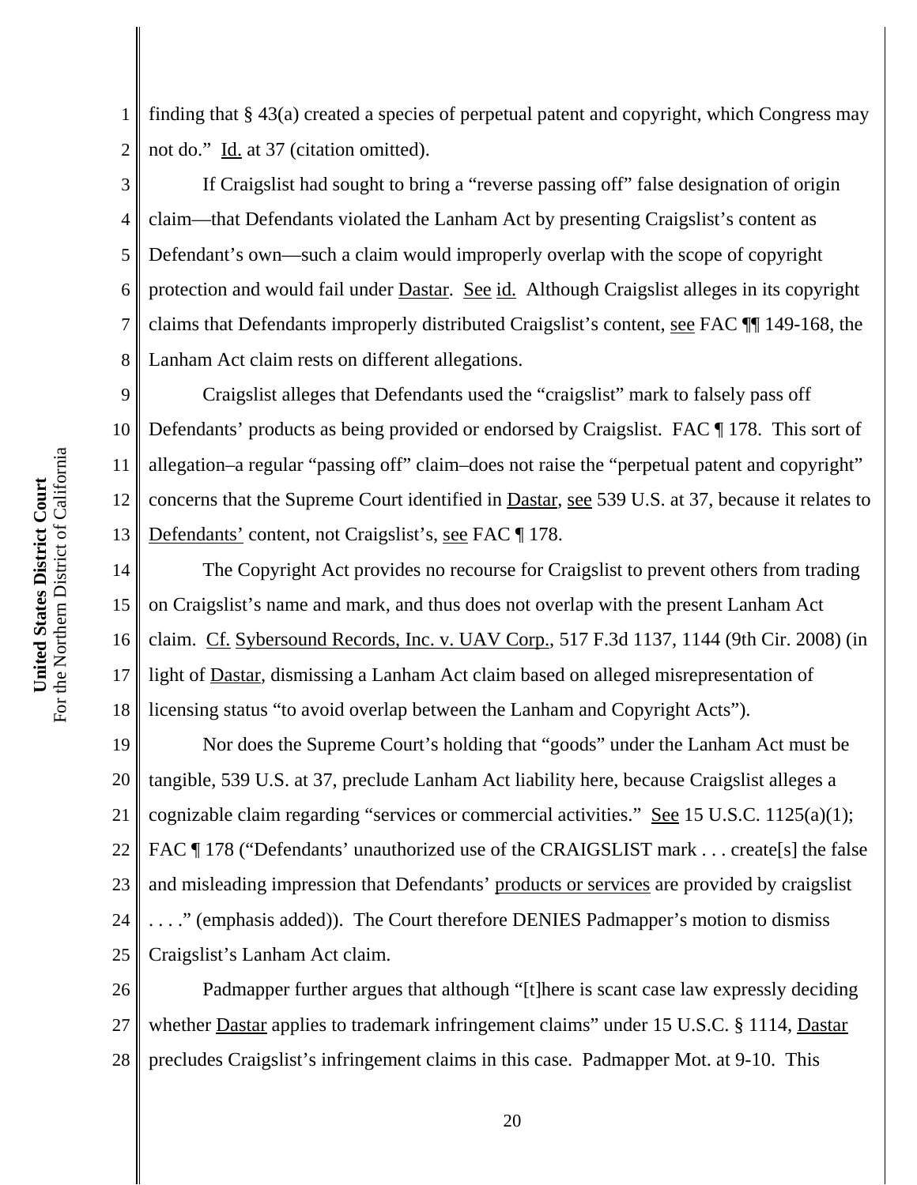finding that § 43(a) created a species of perpetual patent and copyright, which Congress may not do." Id. at 37 (citation omitted).

If Craigslist had sought to bring a "reverse passing off" false designation of origin claim—that Defendants violated the Lanham Act by presenting Craigslist's content as Defendant's own—such a claim would improperly overlap with the scope of copyright protection and would fail under Dastar. See id. Although Craigslist alleges in its copyright claims that Defendants improperly distributed Craigslist's content, see FAC ¶¶ 149-168, the Lanham Act claim rests on different allegations.

Craigslist alleges that Defendants used the "craigslist" mark to falsely pass off Defendants' products as being provided or endorsed by Craigslist. FAC ¶ 178. This sort of allegation–a regular "passing off" claim–does not raise the "perpetual patent and copyright" concerns that the Supreme Court identified in Dastar, see 539 U.S. at 37, because it relates to Defendants' content, not Craigslist's, see FAC ¶ 178.

The Copyright Act provides no recourse for Craigslist to prevent others from trading on Craigslist's name and mark, and thus does not overlap with the present Lanham Act claim. Cf. Sybersound Records, Inc. v. UAV Corp., 517 F.3d 1137, 1144 (9th Cir. 2008) (in light of Dastar, dismissing a Lanham Act claim based on alleged misrepresentation of licensing status "to avoid overlap between the Lanham and Copyright Acts").

Nor does the Supreme Court's holding that "goods" under the Lanham Act must be tangible, 539 U.S. at 37, preclude Lanham Act liability here, because Craigslist alleges a cognizable claim regarding "services or commercial activities." See 15 U.S.C. 1125(a)(1); FAC ¶ 178 ("Defendants' unauthorized use of the CRAIGSLIST mark . . . create[s] the false and misleading impression that Defendants' products or services are provided by craigslist . . . ." (emphasis added)). The Court therefore DENIES Padmapper's motion to dismiss Craigslist's Lanham Act claim.

Padmapper further argues that although "[t]here is scant case law expressly deciding whether Dastar applies to trademark infringement claims" under 15 U.S.C. § 1114, Dastar precludes Craigslist's infringement claims in this case. Padmapper Mot. at 9-10. This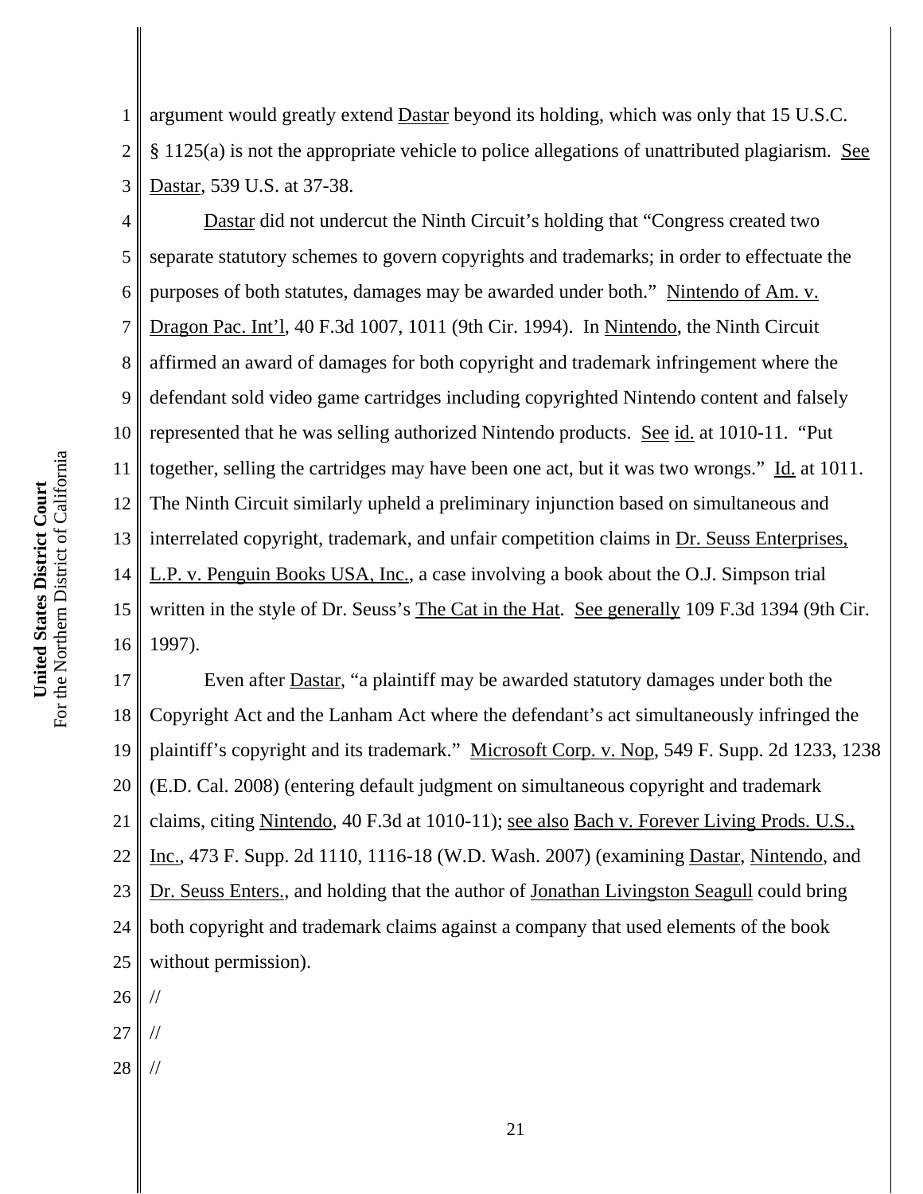argument would greatly extend Dastar beyond its holding, which was only that 15 U.S.C. § 1125(a) is not the appropriate vehicle to police allegations of unattributed plagiarism. See Dastar, 539 U.S. at 37-38.

Dastar did not undercut the Ninth Circuit's holding that "Congress created two separate statutory schemes to govern copyrights and trademarks; in order to effectuate the purposes of both statutes, damages may be awarded under both." Nintendo of Am. v. Dragon Pac. Int'l, 40 F.3d 1007, 1011 (9th Cir. 1994). In Nintendo, the Ninth Circuit affirmed an award of damages for both copyright and trademark infringement where the defendant sold video game cartridges including copyrighted Nintendo content and falsely represented that he was selling authorized Nintendo products. See id. at 1010-11. "Put together, selling the cartridges may have been one act, but it was two wrongs." Id. at 1011. The Ninth Circuit similarly upheld a preliminary injunction based on simultaneous and interrelated copyright, trademark, and unfair competition claims in Dr. Seuss Enterprises, L.P. v. Penguin Books USA, Inc., a case involving a book about the O.J. Simpson trial written in the style of Dr. Seuss's The Cat in the Hat. See generally 109 F.3d 1394 (9th Cir. 1997).

Even after Dastar, "a plaintiff may be awarded statutory damages under both the Copyright Act and the Lanham Act where the defendant's act simultaneously infringed the plaintiff's copyright and its trademark." Microsoft Corp. v. Nop, 549 F. Supp. 2d 1233, 1238 (E.D. Cal. 2008) (entering default judgment on simultaneous copyright and trademark claims, citing Nintendo, 40 F.3d at 1010-11); see also Bach v. Forever Living Prods. U.S., Inc., 473 F. Supp. 2d 1110, 1116-18 (W.D. Wash. 2007) (examining Dastar, Nintendo, and Dr. Seuss Enters., and holding that the author of Jonathan Livingston Seagull could bring both copyright and trademark claims against a company that used elements of the book without permission).

//

//

//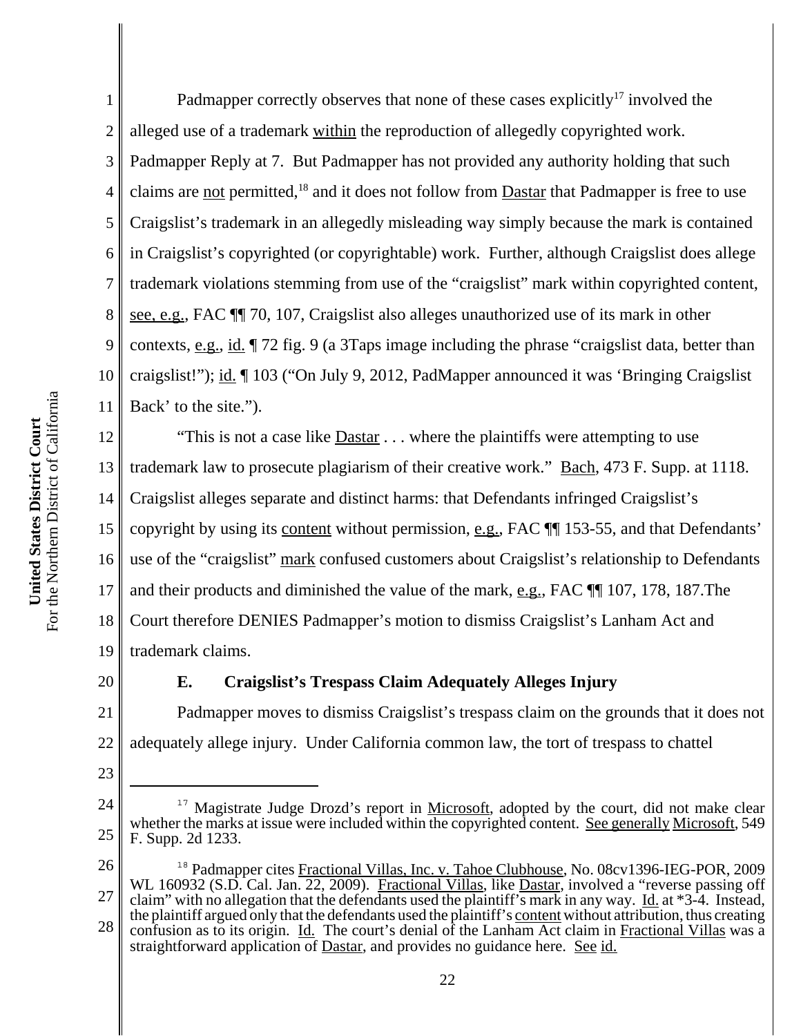Padmapper correctly observes that none of these cases explicitly[17] involved the alleged use of a trademark within the reproduction of allegedly copyrighted work. Padmapper Reply at 7. But Padmapper has not provided any authority holding that such claims are not permitted,[18] and it does not follow from Dastar that Padmapper is free to use Craigslist's trademark in an allegedly misleading way simply because the mark is contained in Craigslist's copyrighted (or copyrightable) work. Further, although Craigslist does allege trademark violations stemming from use of the "craigslist" mark within copyrighted content, see, e.g., FAC ¶¶ 70, 107, Craigslist also alleges unauthorized use of its mark in other contexts, e.g., id. ¶ 72 fig. 9 (a 3Taps image including the phrase "craigslist data, better than craigslist!"); id. ¶ 103 ("On July 9, 2012, PadMapper announced it was 'Bringing Craigslist Back' to the site.").

"This is not a case like Dastar . . . where the plaintiffs were attempting to use trademark law to prosecute plagiarism of their creative work." Bach, 473 F. Supp. at 1118. Craigslist alleges separate and distinct harms: that Defendants infringed Craigslist's copyright by using its content without permission, e.g., FAC ¶¶ 153-55, and that Defendants' use of the "craigslist" mark confused customers about Craigslist's relationship to Defendants and their products and diminished the value of the mark, e.g., FAC ¶¶ 107, 178, 187.The Court therefore DENIES Padmapper's motion to dismiss Craigslist's Lanham Act and trademark claims.

### E. Craigslist's Trespass Claim Adequately Alleges Injury

Padmapper moves to dismiss Craigslist's trespass claim on the grounds that it does not adequately allege injury. Under California common law, the tort of trespass to chattel

---

[17] Magistrate Judge Drozd's report in Microsoft, adopted by the court, did not make clear whether the marks at issue were included within the copyrighted content. See generally Microsoft, 549 F. Supp. 2d 1233.

[18] Padmapper cites Fractional Villas, Inc. v. Tahoe Clubhouse, No. 08cv1396-IEG-POR, 2009 WL 160932 (S.D. Cal. Jan. 22, 2009). Fractional Villas, like Dastar, involved a "reverse passing off claim" with no allegation that the defendants used the plaintiff's mark in any way. Id. at *3-4. Instead, the plaintiff argued only that the defendants used the plaintiff's content without attribution, thus creating confusion as to its origin. Id. The court's denial of the Lanham Act claim in Fractional Villas was a straightforward application of Dastar, and provides no guidance here. See id.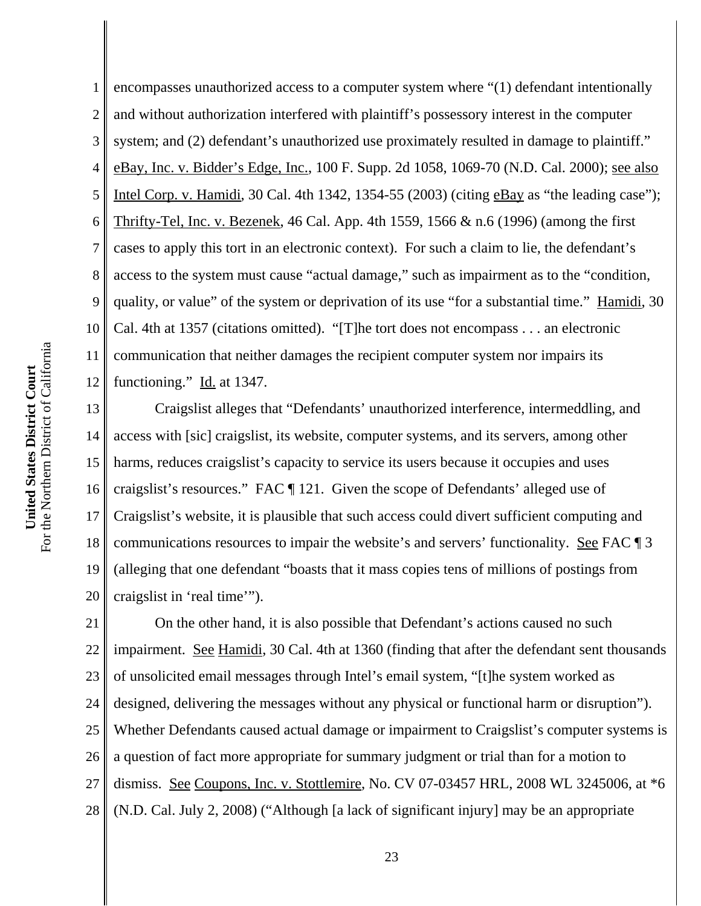encompasses unauthorized access to a computer system where "(1) defendant intentionally and without authorization interfered with plaintiff's possessory interest in the computer system; and (2) defendant's unauthorized use proximately resulted in damage to plaintiff." eBay, Inc. v. Bidder's Edge, Inc., 100 F. Supp. 2d 1058, 1069-70 (N.D. Cal. 2000); see also Intel Corp. v. Hamidi, 30 Cal. 4th 1342, 1354-55 (2003) (citing eBay as "the leading case"); Thrifty-Tel, Inc. v. Bezenek, 46 Cal. App. 4th 1559, 1566 & n.6 (1996) (among the first cases to apply this tort in an electronic context). For such a claim to lie, the defendant's access to the system must cause "actual damage," such as impairment as to the "condition, quality, or value" of the system or deprivation of its use "for a substantial time." Hamidi, 30 Cal. 4th at 1357 (citations omitted). "[T]he tort does not encompass . . . an electronic communication that neither damages the recipient computer system nor impairs its functioning." Id. at 1347.

Craigslist alleges that "Defendants' unauthorized interference, intermeddling, and access with [sic] craigslist, its website, computer systems, and its servers, among other harms, reduces craigslist's capacity to service its users because it occupies and uses craigslist's resources." FAC ¶ 121. Given the scope of Defendants' alleged use of Craigslist's website, it is plausible that such access could divert sufficient computing and communications resources to impair the website's and servers' functionality. See FAC ¶ 3 (alleging that one defendant "boasts that it mass copies tens of millions of postings from craigslist in 'real time'").

On the other hand, it is also possible that Defendant's actions caused no such impairment. See Hamidi, 30 Cal. 4th at 1360 (finding that after the defendant sent thousands of unsolicited email messages through Intel's email system, "[t]he system worked as designed, delivering the messages without any physical or functional harm or disruption"). Whether Defendants caused actual damage or impairment to Craigslist's computer systems is a question of fact more appropriate for summary judgment or trial than for a motion to dismiss. See Coupons, Inc. v. Stottlemire, No. CV 07-03457 HRL, 2008 WL 3245006, at *6 (N.D. Cal. July 2, 2008) ("Although [a lack of significant injury] may be an appropriate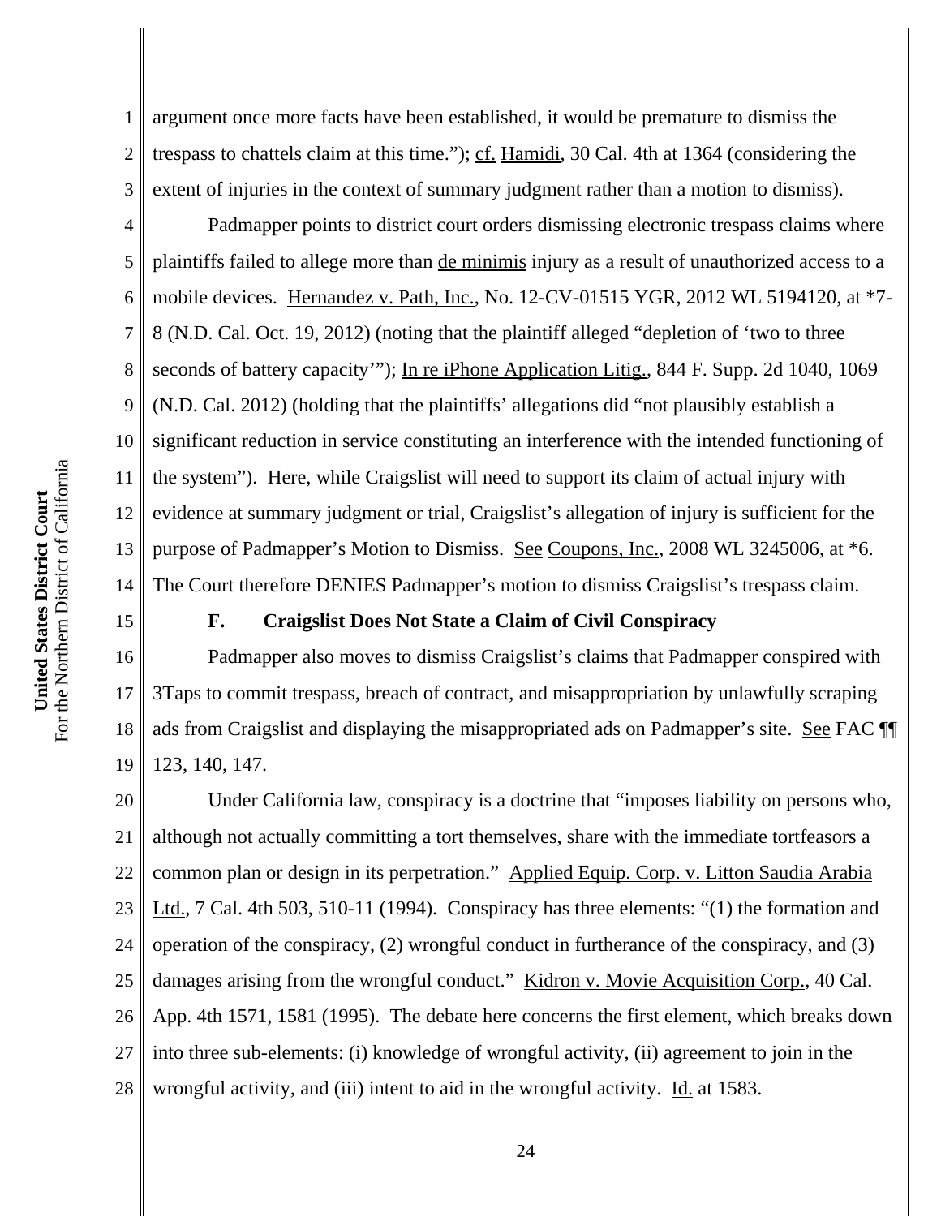argument once more facts have been established, it would be premature to dismiss the trespass to chattels claim at this time."); cf. Hamidi, 30 Cal. 4th at 1364 (considering the extent of injuries in the context of summary judgment rather than a motion to dismiss).

Padmapper points to district court orders dismissing electronic trespass claims where plaintiffs failed to allege more than de minimis injury as a result of unauthorized access to a mobile devices. Hernandez v. Path, Inc., No. 12-CV-01515 YGR, 2012 WL 5194120, at *7-8 (N.D. Cal. Oct. 19, 2012) (noting that the plaintiff alleged "depletion of 'two to three seconds of battery capacity'"); In re iPhone Application Litig., 844 F. Supp. 2d 1040, 1069 (N.D. Cal. 2012) (holding that the plaintiffs' allegations did "not plausibly establish a significant reduction in service constituting an interference with the intended functioning of the system"). Here, while Craigslist will need to support its claim of actual injury with evidence at summary judgment or trial, Craigslist's allegation of injury is sufficient for the purpose of Padmapper's Motion to Dismiss. See Coupons, Inc., 2008 WL 3245006, at *6. The Court therefore DENIES Padmapper's motion to dismiss Craigslist's trespass claim.

### F. Craigslist Does Not State a Claim of Civil Conspiracy

Padmapper also moves to dismiss Craigslist's claims that Padmapper conspired with 3Taps to commit trespass, breach of contract, and misappropriation by unlawfully scraping ads from Craigslist and displaying the misappropriated ads on Padmapper's site. See FAC ¶¶ 123, 140, 147.

Under California law, conspiracy is a doctrine that "imposes liability on persons who, although not actually committing a tort themselves, share with the immediate tortfeasors a common plan or design in its perpetration." Applied Equip. Corp. v. Litton Saudia Arabia Ltd., 7 Cal. 4th 503, 510-11 (1994). Conspiracy has three elements: "(1) the formation and operation of the conspiracy, (2) wrongful conduct in furtherance of the conspiracy, and (3) damages arising from the wrongful conduct." Kidron v. Movie Acquisition Corp., 40 Cal. App. 4th 1571, 1581 (1995). The debate here concerns the first element, which breaks down into three sub-elements: (i) knowledge of wrongful activity, (ii) agreement to join in the wrongful activity, and (iii) intent to aid in the wrongful activity. Id. at 1583.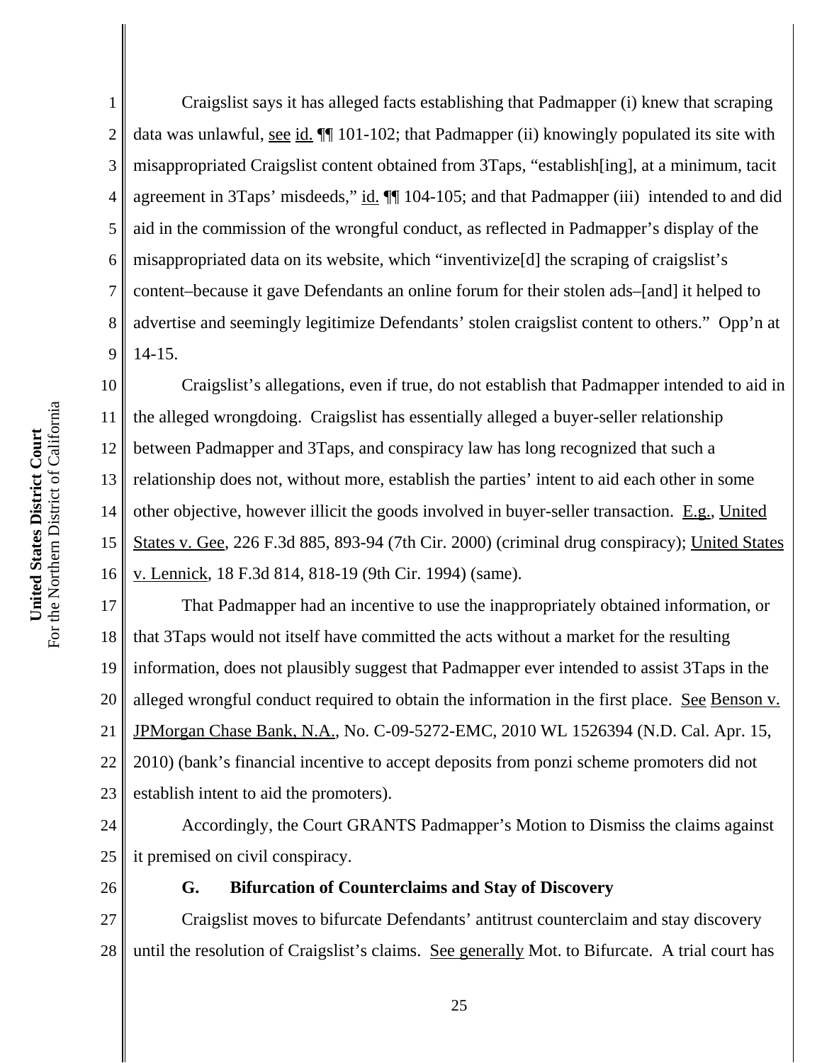Craigslist says it has alleged facts establishing that Padmapper (i) knew that scraping data was unlawful, see id. ¶¶ 101-102; that Padmapper (ii) knowingly populated its site with misappropriated Craigslist content obtained from 3Taps, "establish[ing], at a minimum, tacit agreement in 3Taps' misdeeds," id. ¶¶ 104-105; and that Padmapper (iii) intended to and did aid in the commission of the wrongful conduct, as reflected in Padmapper's display of the misappropriated data on its website, which "inventivize[d] the scraping of craigslist's content–because it gave Defendants an online forum for their stolen ads–[and] it helped to advertise and seemingly legitimize Defendants' stolen craigslist content to others." Opp'n at 14-15.

Craigslist's allegations, even if true, do not establish that Padmapper intended to aid in the alleged wrongdoing. Craigslist has essentially alleged a buyer-seller relationship between Padmapper and 3Taps, and conspiracy law has long recognized that such a relationship does not, without more, establish the parties' intent to aid each other in some other objective, however illicit the goods involved in buyer-seller transaction. E.g., United States v. Gee, 226 F.3d 885, 893-94 (7th Cir. 2000) (criminal drug conspiracy); United States v. Lennick, 18 F.3d 814, 818-19 (9th Cir. 1994) (same).

That Padmapper had an incentive to use the inappropriately obtained information, or that 3Taps would not itself have committed the acts without a market for the resulting information, does not plausibly suggest that Padmapper ever intended to assist 3Taps in the alleged wrongful conduct required to obtain the information in the first place. See Benson v. JPMorgan Chase Bank, N.A., No. C-09-5272-EMC, 2010 WL 1526394 (N.D. Cal. Apr. 15, 2010) (bank's financial incentive to accept deposits from ponzi scheme promoters did not establish intent to aid the promoters).

Accordingly, the Court GRANTS Padmapper's Motion to Dismiss the claims against it premised on civil conspiracy.

### G. Bifurcation of Counterclaims and Stay of Discovery

Craigslist moves to bifurcate Defendants' antitrust counterclaim and stay discovery until the resolution of Craigslist's claims. See generally Mot. to Bifurcate. A trial court has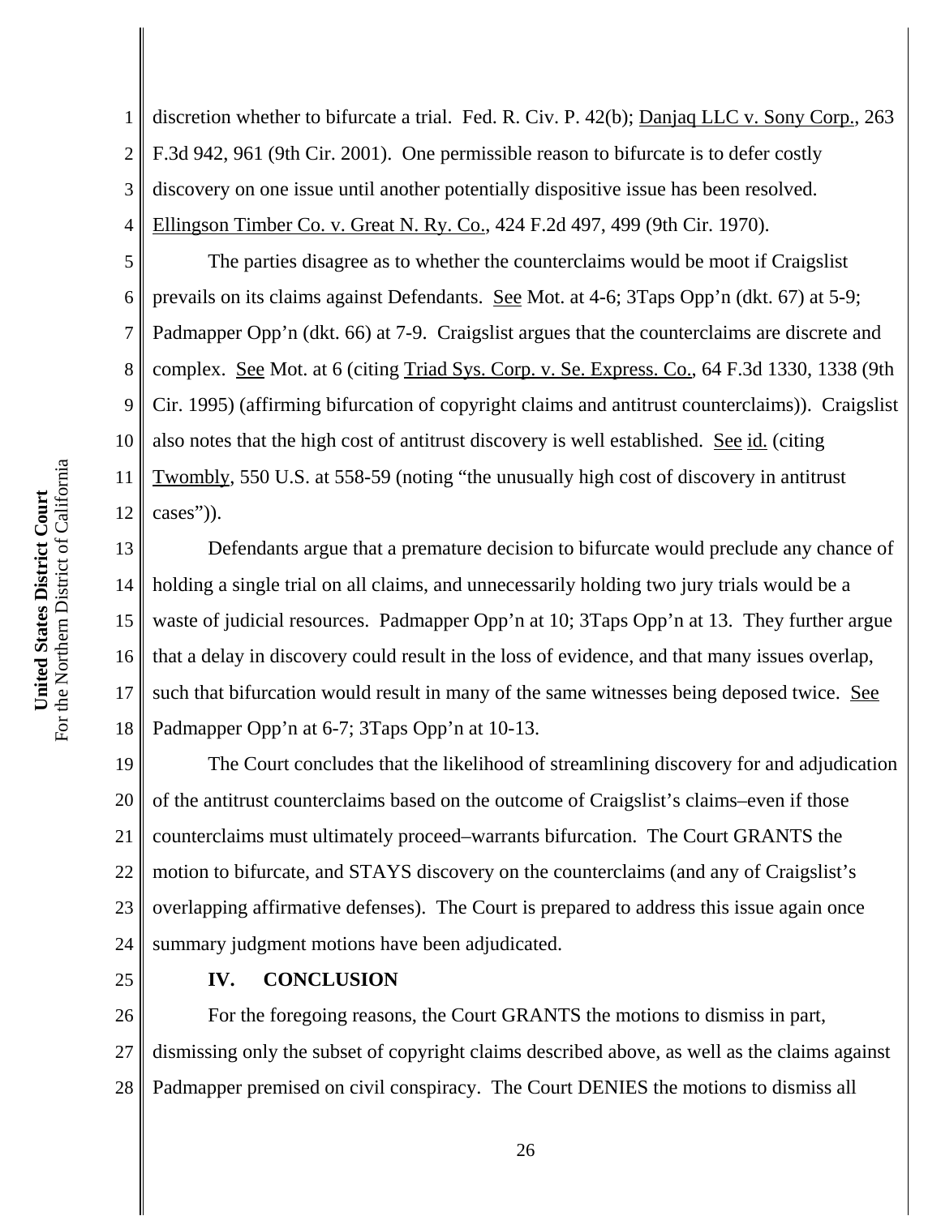discretion whether to bifurcate a trial. Fed. R. Civ. P. 42(b); Danjaq LLC v. Sony Corp., 263 F.3d 942, 961 (9th Cir. 2001). One permissible reason to bifurcate is to defer costly discovery on one issue until another potentially dispositive issue has been resolved. Ellingson Timber Co. v. Great N. Ry. Co., 424 F.2d 497, 499 (9th Cir. 1970).

The parties disagree as to whether the counterclaims would be moot if Craigslist prevails on its claims against Defendants. See Mot. at 4-6; 3Taps Opp'n (dkt. 67) at 5-9; Padmapper Opp'n (dkt. 66) at 7-9. Craigslist argues that the counterclaims are discrete and complex. See Mot. at 6 (citing Triad Sys. Corp. v. Se. Express. Co., 64 F.3d 1330, 1338 (9th Cir. 1995) (affirming bifurcation of copyright claims and antitrust counterclaims)). Craigslist also notes that the high cost of antitrust discovery is well established. See id. (citing Twombly, 550 U.S. at 558-59 (noting "the unusually high cost of discovery in antitrust cases")).

Defendants argue that a premature decision to bifurcate would preclude any chance of holding a single trial on all claims, and unnecessarily holding two jury trials would be a waste of judicial resources. Padmapper Opp'n at 10; 3Taps Opp'n at 13. They further argue that a delay in discovery could result in the loss of evidence, and that many issues overlap, such that bifurcation would result in many of the same witnesses being deposed twice. See Padmapper Opp'n at 6-7; 3Taps Opp'n at 10-13.

The Court concludes that the likelihood of streamlining discovery for and adjudication of the antitrust counterclaims based on the outcome of Craigslist's claims–even if those counterclaims must ultimately proceed–warrants bifurcation. The Court GRANTS the motion to bifurcate, and STAYS discovery on the counterclaims (and any of Craigslist's overlapping affirmative defenses). The Court is prepared to address this issue again once summary judgment motions have been adjudicated.

## IV. CONCLUSION

For the foregoing reasons, the Court GRANTS the motions to dismiss in part, dismissing only the subset of copyright claims described above, as well as the claims against Padmapper premised on civil conspiracy. The Court DENIES the motions to dismiss all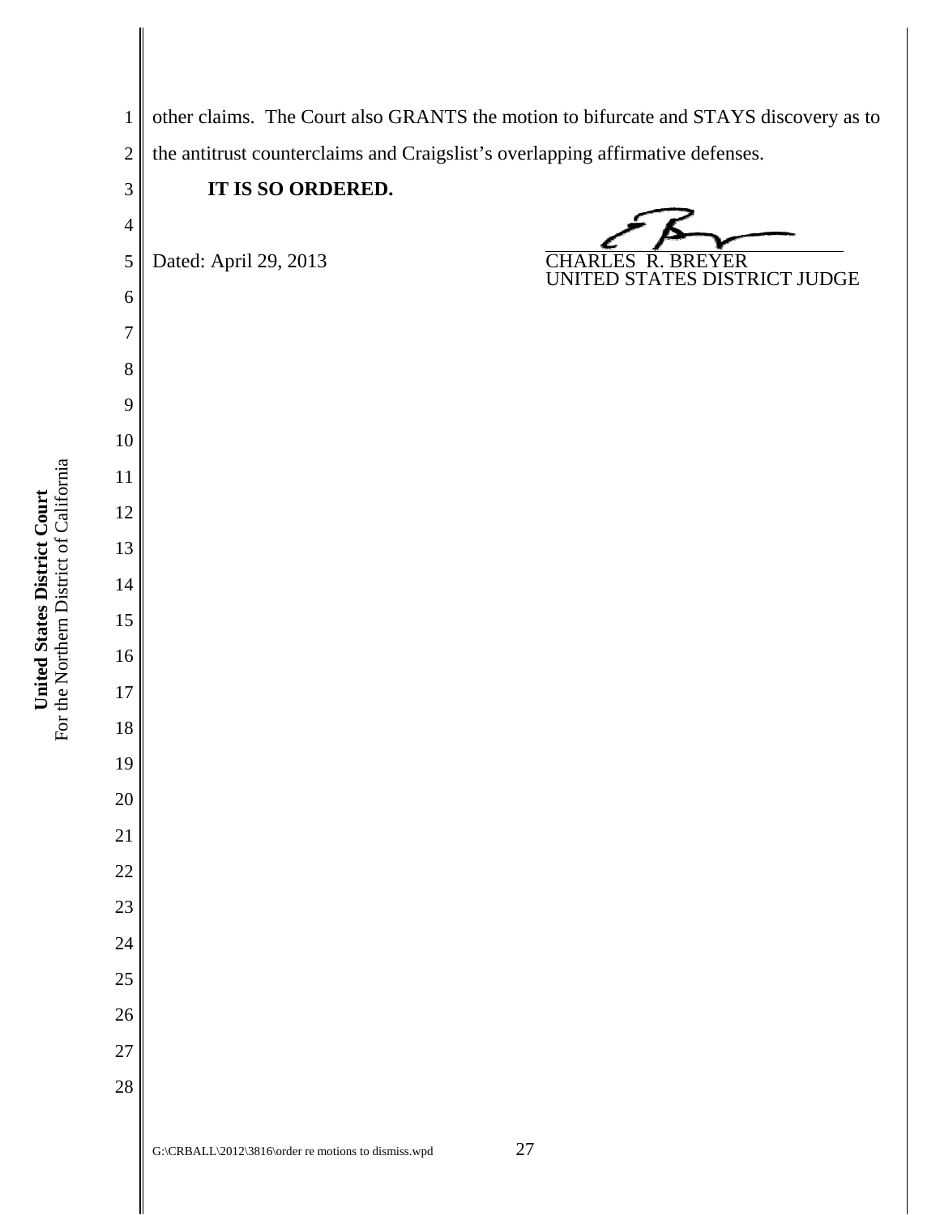other claims. The Court also GRANTS the motion to bifurcate and STAYS discovery as to the antitrust counterclaims and Craigslist's overlapping affirmative defenses.

**IT IS SO ORDERED.**

Dated: April 29, 2013

CHARLES R. BREYER
UNITED STATES DISTRICT JUDGE